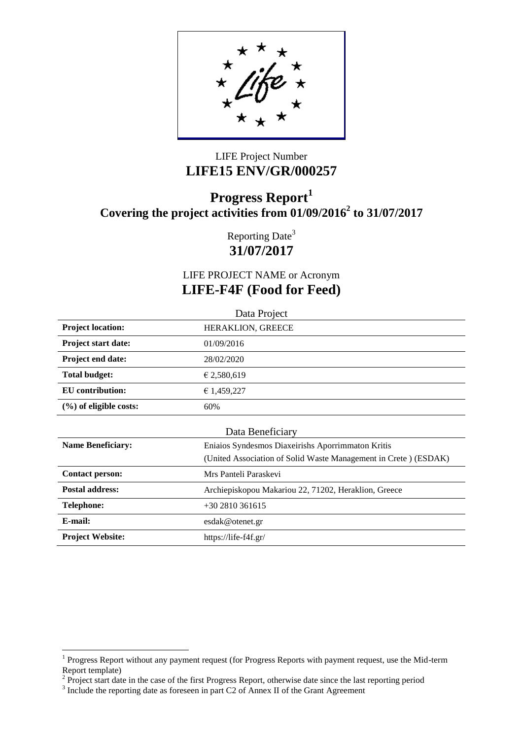LIFE Project Number

**LIFE15 ENV/GR/000257**

# Progress Report[1]

## Covering the project activities from 01/09/2016[2] to 31/07/2017

Reporting Date[3]

**31/07/2017**

LIFE PROJECT NAME or Acronym

## LIFE-F4F (Food for Feed)

| Data Project | |
|---|---|
| **Project location:** | HERAKLION, GREECE |
| **Project start date:** | 01/09/2016 |
| **Project end date:** | 28/02/2020 |
| **Total budget:** | € 2,580,619 |
| **EU contribution:** | € 1,459,227 |
| **(%) of eligible costs:** | 60% |

| Data Beneficiary | |
|---|---|
| **Name Beneficiary:** | Eniaios Syndesmos Diaxeirishs Aporrimmaton Kritis (United Association of Solid Waste Management in Crete ) (ESDAK) |
| **Contact person:** | Mrs Panteli Paraskevi |
| **Postal address:** | Archiepiskopou Makariou 22, 71202, Heraklion, Greece |
| **Telephone:** | +30 2810 361615 |
| **E-mail:** | esdak@otenet.gr |
| **Project Website:** | https://life-f4f.gr/ |

[1] Progress Report without any payment request (for Progress Reports with payment request, use the Mid-term Report template)

[2] Project start date in the case of the first Progress Report, otherwise date since the last reporting period

[3] Include the reporting date as foreseen in part C2 of Annex II of the Grant Agreement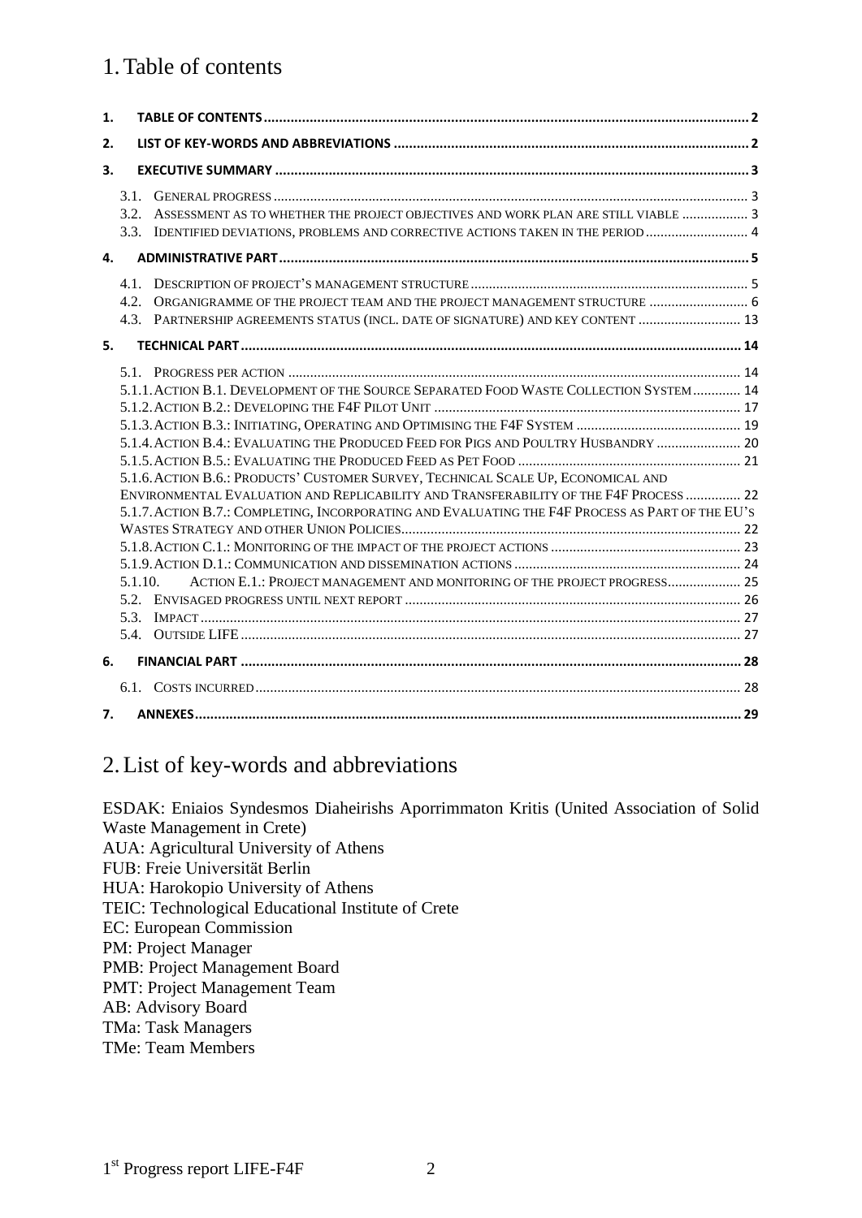# 1. Table of contents

- 1. TABLE OF CONTENTS ..... 2
- 2. LIST OF KEY-WORDS AND ABBREVIATIONS ..... 2
- 3. EXECUTIVE SUMMARY ..... 3
  - 3.1. GENERAL PROGRESS ..... 3
  - 3.2. ASSESSMENT AS TO WHETHER THE PROJECT OBJECTIVES AND WORK PLAN ARE STILL VIABLE ..... 3
  - 3.3. IDENTIFIED DEVIATIONS, PROBLEMS AND CORRECTIVE ACTIONS TAKEN IN THE PERIOD ..... 4
- 4. ADMINISTRATIVE PART ..... 5
  - 4.1. DESCRIPTION OF PROJECT'S MANAGEMENT STRUCTURE ..... 5
  - 4.2. ORGANIGRAMME OF THE PROJECT TEAM AND THE PROJECT MANAGEMENT STRUCTURE ..... 6
  - 4.3. PARTNERSHIP AGREEMENTS STATUS (INCL. DATE OF SIGNATURE) AND KEY CONTENT ..... 13
- 5. TECHNICAL PART ..... 14
  - 5.1. PROGRESS PER ACTION ..... 14
  - 5.1.1. ACTION B.1. DEVELOPMENT OF THE SOURCE SEPARATED FOOD WASTE COLLECTION SYSTEM ..... 14
  - 5.1.2. ACTION B.2.: DEVELOPING THE F4F PILOT UNIT ..... 17
  - 5.1.3. ACTION B.3.: INITIATING, OPERATING AND OPTIMISING THE F4F SYSTEM ..... 19
  - 5.1.4. ACTION B.4.: EVALUATING THE PRODUCED FEED FOR PIGS AND POULTRY HUSBANDRY ..... 20
  - 5.1.5. ACTION B.5.: EVALUATING THE PRODUCED FEED AS PET FOOD ..... 21
  - 5.1.6. ACTION B.6.: PRODUCTS' CUSTOMER SURVEY, TECHNICAL SCALE UP, ECONOMICAL AND ENVIRONMENTAL EVALUATION AND REPLICABILITY AND TRANSFERABILITY OF THE F4F PROCESS ..... 22
  - 5.1.7. ACTION B.7.: COMPLETING, INCORPORATING AND EVALUATING THE F4F PROCESS AS PART OF THE EU'S WASTES STRATEGY AND OTHER UNION POLICIES ..... 22
  - 5.1.8. ACTION C.1.: MONITORING OF THE IMPACT OF THE PROJECT ACTIONS ..... 23
  - 5.1.9. ACTION D.1.: COMMUNICATION AND DISSEMINATION ACTIONS ..... 24
  - 5.1.10. ACTION E.1.: PROJECT MANAGEMENT AND MONITORING OF THE PROJECT PROGRESS ..... 25
  - 5.2. ENVISAGED PROGRESS UNTIL NEXT REPORT ..... 26
  - 5.3. IMPACT ..... 27
  - 5.4. OUTSIDE LIFE ..... 27
- 6. FINANCIAL PART ..... 28
  - 6.1. COSTS INCURRED ..... 28
- 7. ANNEXES ..... 29

# 2. List of key-words and abbreviations

ESDAK: Eniaios Syndesmos Diaheirishs Aporrimmaton Kritis (United Association of Solid Waste Management in Crete)
AUA: Agricultural University of Athens
FUB: Freie Universität Berlin
HUA: Harokopio University of Athens
TEIC: Technological Educational Institute of Crete
EC: European Commission
PM: Project Manager
PMB: Project Management Board
PMT: Project Management Team
AB: Advisory Board
TMa: Task Managers
TMe: Team Members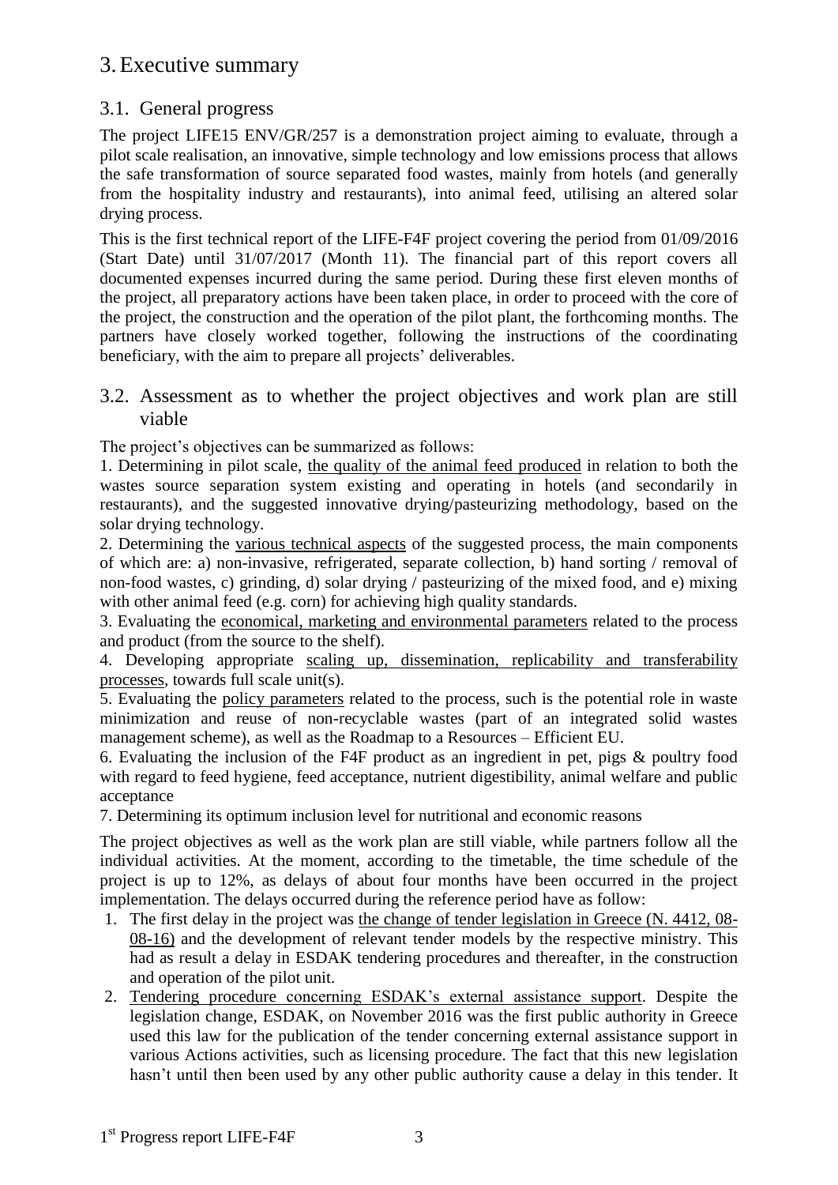# 3. Executive summary

## 3.1. General progress

The project LIFE15 ENV/GR/257 is a demonstration project aiming to evaluate, through a pilot scale realisation, an innovative, simple technology and low emissions process that allows the safe transformation of source separated food wastes, mainly from hotels (and generally from the hospitality industry and restaurants), into animal feed, utilising an altered solar drying process.

This is the first technical report of the LIFE-F4F project covering the period from 01/09/2016 (Start Date) until 31/07/2017 (Month 11). The financial part of this report covers all documented expenses incurred during the same period. During these first eleven months of the project, all preparatory actions have been taken place, in order to proceed with the core of the project, the construction and the operation of the pilot plant, the forthcoming months. The partners have closely worked together, following the instructions of the coordinating beneficiary, with the aim to prepare all projects' deliverables.

## 3.2. Assessment as to whether the project objectives and work plan are still viable

The project's objectives can be summarized as follows:

1. Determining in pilot scale, the quality of the animal feed produced in relation to both the wastes source separation system existing and operating in hotels (and secondarily in restaurants), and the suggested innovative drying/pasteurizing methodology, based on the solar drying technology.
2. Determining the various technical aspects of the suggested process, the main components of which are: a) non-invasive, refrigerated, separate collection, b) hand sorting / removal of non-food wastes, c) grinding, d) solar drying / pasteurizing of the mixed food, and e) mixing with other animal feed (e.g. corn) for achieving high quality standards.
3. Evaluating the economical, marketing and environmental parameters related to the process and product (from the source to the shelf).
4. Developing appropriate scaling up, dissemination, replicability and transferability processes, towards full scale unit(s).
5. Evaluating the policy parameters related to the process, such is the potential role in waste minimization and reuse of non-recyclable wastes (part of an integrated solid wastes management scheme), as well as the Roadmap to a Resources – Efficient EU.
6. Evaluating the inclusion of the F4F product as an ingredient in pet, pigs & poultry food with regard to feed hygiene, feed acceptance, nutrient digestibility, animal welfare and public acceptance
7. Determining its optimum inclusion level for nutritional and economic reasons

The project objectives as well as the work plan are still viable, while partners follow all the individual activities. At the moment, according to the timetable, the time schedule of the project is up to 12%, as delays of about four months have been occurred in the project implementation. The delays occurred during the reference period have as follow:

1. The first delay in the project was the change of tender legislation in Greece (N. 4412, 08-08-16) and the development of relevant tender models by the respective ministry. This had as result a delay in ESDAK tendering procedures and thereafter, in the construction and operation of the pilot unit.
2. Tendering procedure concerning ESDAK's external assistance support. Despite the legislation change, ESDAK, on November 2016 was the first public authority in Greece used this law for the publication of the tender concerning external assistance support in various Actions activities, such as licensing procedure. The fact that this new legislation hasn't until then been used by any other public authority cause a delay in this tender. It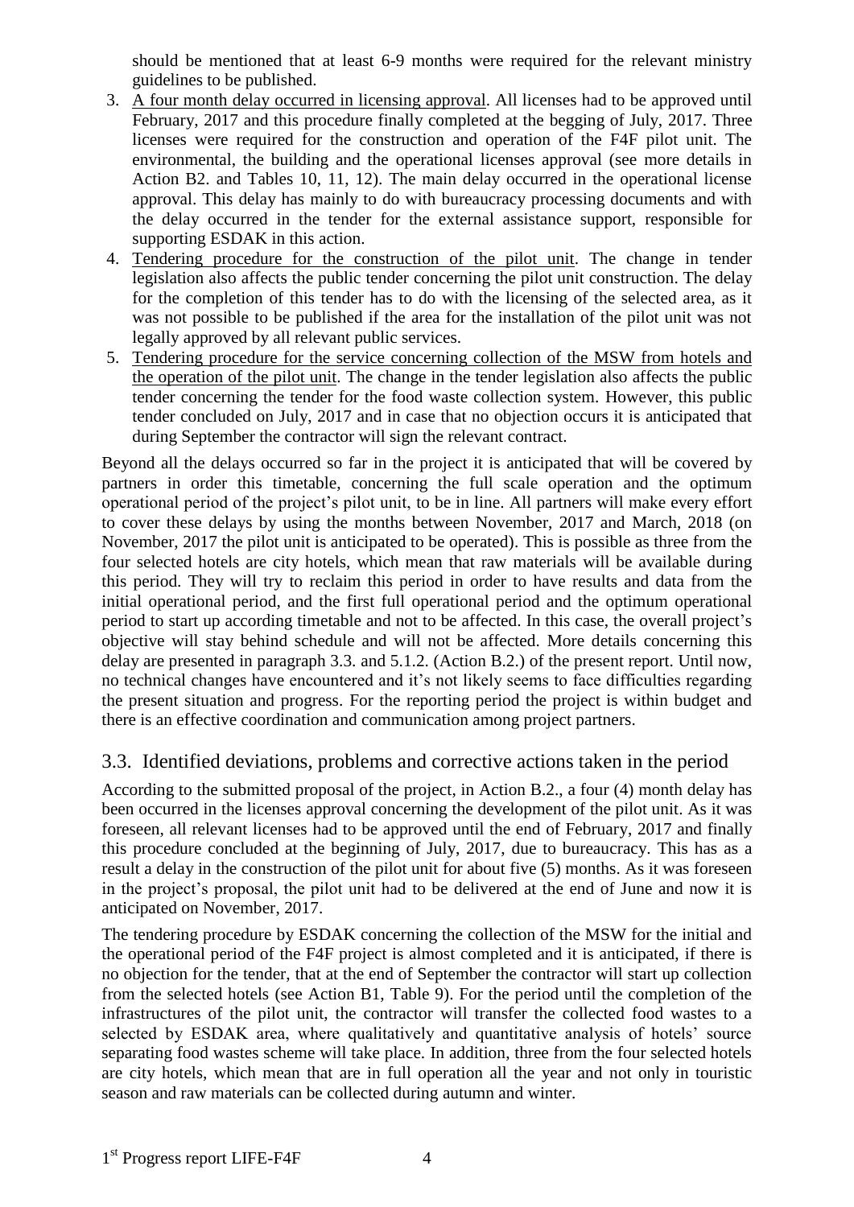should be mentioned that at least 6-9 months were required for the relevant ministry guidelines to be published.

3. A four month delay occurred in licensing approval. All licenses had to be approved until February, 2017 and this procedure finally completed at the begging of July, 2017. Three licenses were required for the construction and operation of the F4F pilot unit. The environmental, the building and the operational licenses approval (see more details in Action B2. and Tables 10, 11, 12). The main delay occurred in the operational license approval. This delay has mainly to do with bureaucracy processing documents and with the delay occurred in the tender for the external assistance support, responsible for supporting ESDAK in this action.
4. Tendering procedure for the construction of the pilot unit. The change in tender legislation also affects the public tender concerning the pilot unit construction. The delay for the completion of this tender has to do with the licensing of the selected area, as it was not possible to be published if the area for the installation of the pilot unit was not legally approved by all relevant public services.
5. Tendering procedure for the service concerning collection of the MSW from hotels and the operation of the pilot unit. The change in the tender legislation also affects the public tender concerning the tender for the food waste collection system. However, this public tender concluded on July, 2017 and in case that no objection occurs it is anticipated that during September the contractor will sign the relevant contract.

Beyond all the delays occurred so far in the project it is anticipated that will be covered by partners in order this timetable, concerning the full scale operation and the optimum operational period of the project's pilot unit, to be in line. All partners will make every effort to cover these delays by using the months between November, 2017 and March, 2018 (on November, 2017 the pilot unit is anticipated to be operated). This is possible as three from the four selected hotels are city hotels, which mean that raw materials will be available during this period. They will try to reclaim this period in order to have results and data from the initial operational period, and the first full operational period and the optimum operational period to start up according timetable and not to be affected. In this case, the overall project's objective will stay behind schedule and will not be affected. More details concerning this delay are presented in paragraph 3.3. and 5.1.2. (Action B.2.) of the present report. Until now, no technical changes have encountered and it's not likely seems to face difficulties regarding the present situation and progress. For the reporting period the project is within budget and there is an effective coordination and communication among project partners.

## 3.3. Identified deviations, problems and corrective actions taken in the period

According to the submitted proposal of the project, in Action B.2., a four (4) month delay has been occurred in the licenses approval concerning the development of the pilot unit. As it was foreseen, all relevant licenses had to be approved until the end of February, 2017 and finally this procedure concluded at the beginning of July, 2017, due to bureaucracy. This has as a result a delay in the construction of the pilot unit for about five (5) months. As it was foreseen in the project's proposal, the pilot unit had to be delivered at the end of June and now it is anticipated on November, 2017.

The tendering procedure by ESDAK concerning the collection of the MSW for the initial and the operational period of the F4F project is almost completed and it is anticipated, if there is no objection for the tender, that at the end of September the contractor will start up collection from the selected hotels (see Action B1, Table 9). For the period until the completion of the infrastructures of the pilot unit, the contractor will transfer the collected food wastes to a selected by ESDAK area, where qualitatively and quantitative analysis of hotels' source separating food wastes scheme will take place. In addition, three from the four selected hotels are city hotels, which mean that are in full operation all the year and not only in touristic season and raw materials can be collected during autumn and winter.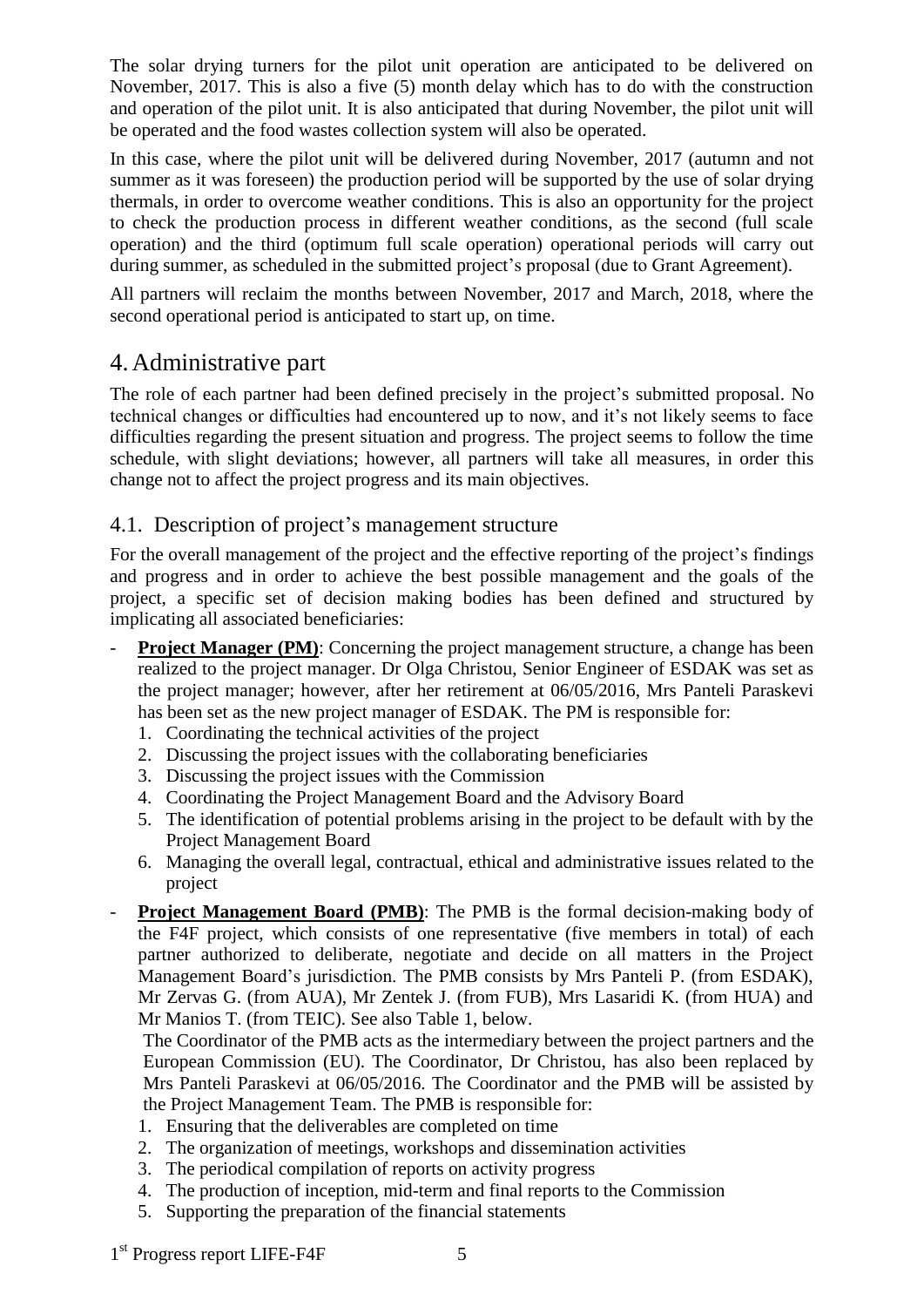The solar drying turners for the pilot unit operation are anticipated to be delivered on November, 2017. This is also a five (5) month delay which has to do with the construction and operation of the pilot unit. It is also anticipated that during November, the pilot unit will be operated and the food wastes collection system will also be operated.

In this case, where the pilot unit will be delivered during November, 2017 (autumn and not summer as it was foreseen) the production period will be supported by the use of solar drying thermals, in order to overcome weather conditions. This is also an opportunity for the project to check the production process in different weather conditions, as the second (full scale operation) and the third (optimum full scale operation) operational periods will carry out during summer, as scheduled in the submitted project's proposal (due to Grant Agreement).

All partners will reclaim the months between November, 2017 and March, 2018, where the second operational period is anticipated to start up, on time.

# 4. Administrative part

The role of each partner had been defined precisely in the project's submitted proposal. No technical changes or difficulties had encountered up to now, and it's not likely seems to face difficulties regarding the present situation and progress. The project seems to follow the time schedule, with slight deviations; however, all partners will take all measures, in order this change not to affect the project progress and its main objectives.

## 4.1. Description of project's management structure

For the overall management of the project and the effective reporting of the project's findings and progress and in order to achieve the best possible management and the goals of the project, a specific set of decision making bodies has been defined and structured by implicating all associated beneficiaries:

- **Project Manager (PM)**: Concerning the project management structure, a change has been realized to the project manager. Dr Olga Christou, Senior Engineer of ESDAK was set as the project manager; however, after her retirement at 06/05/2016, Mrs Panteli Paraskevi has been set as the new project manager of ESDAK. The PM is responsible for:
  1. Coordinating the technical activities of the project
  2. Discussing the project issues with the collaborating beneficiaries
  3. Discussing the project issues with the Commission
  4. Coordinating the Project Management Board and the Advisory Board
  5. The identification of potential problems arising in the project to be default with by the Project Management Board
  6. Managing the overall legal, contractual, ethical and administrative issues related to the project
- **Project Management Board (PMB)**: The PMB is the formal decision-making body of the F4F project, which consists of one representative (five members in total) of each partner authorized to deliberate, negotiate and decide on all matters in the Project Management Board's jurisdiction. The PMB consists by Mrs Panteli P. (from ESDAK), Mr Zervas G. (from AUA), Mr Zentek J. (from FUB), Mrs Lasaridi K. (from HUA) and Mr Manios T. (from TEIC). See also Table 1, below.

  The Coordinator of the PMB acts as the intermediary between the project partners and the European Commission (EU). The Coordinator, Dr Christou, has also been replaced by Mrs Panteli Paraskevi at 06/05/2016. The Coordinator and the PMB will be assisted by the Project Management Team. The PMB is responsible for:
  1. Ensuring that the deliverables are completed on time
  2. The organization of meetings, workshops and dissemination activities
  3. The periodical compilation of reports on activity progress
  4. The production of inception, mid-term and final reports to the Commission
  5. Supporting the preparation of the financial statements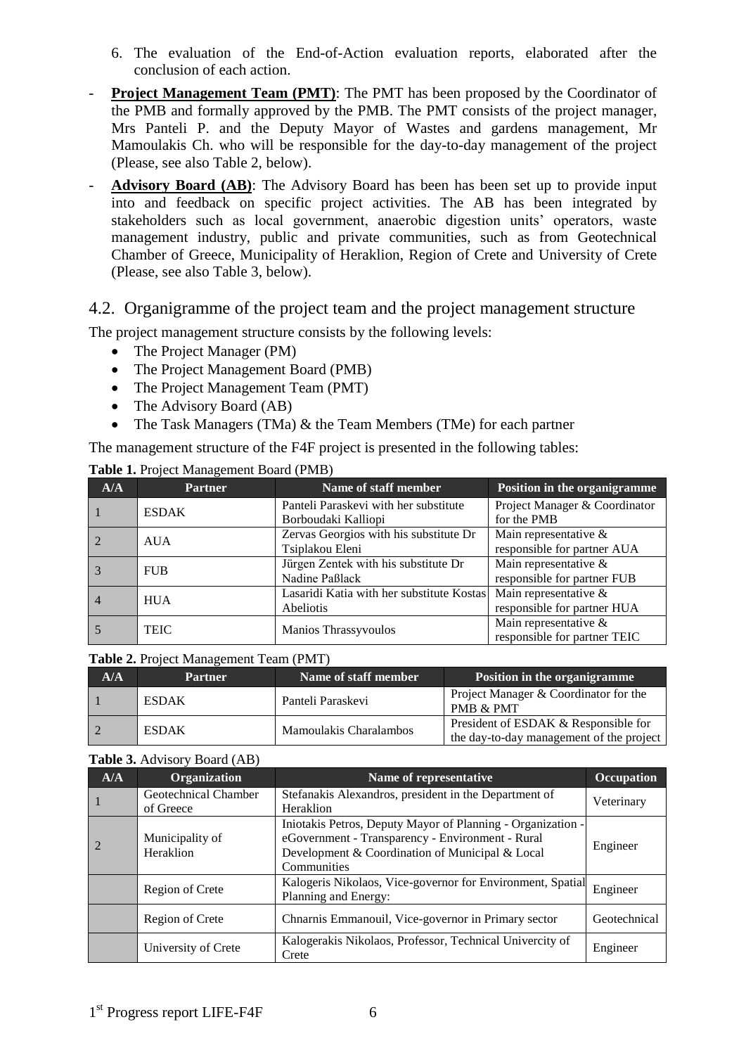6. The evaluation of the End-of-Action evaluation reports, elaborated after the conclusion of each action.

- **Project Management Team (PMT)**: The PMT has been proposed by the Coordinator of the PMB and formally approved by the PMB. The PMT consists of the project manager, Mrs Panteli P. and the Deputy Mayor of Wastes and gardens management, Mr Mamoulakis Ch. who will be responsible for the day-to-day management of the project (Please, see also Table 2, below).
- **Advisory Board (AB)**: The Advisory Board has been has been set up to provide input into and feedback on specific project activities. The AB has been integrated by stakeholders such as local government, anaerobic digestion units' operators, waste management industry, public and private communities, such as from Geotechnical Chamber of Greece, Municipality of Heraklion, Region of Crete and University of Crete (Please, see also Table 3, below).

## 4.2. Organigramme of the project team and the project management structure

The project management structure consists by the following levels:

- The Project Manager (PM)
- The Project Management Board (PMB)
- The Project Management Team (PMT)
- The Advisory Board (AB)
- The Task Managers (TMa) & the Team Members (TMe) for each partner

The management structure of the F4F project is presented in the following tables:

**Table 1.** Project Management Board (PMB)

| A/A | Partner | Name of staff member | Position in the organigramme |
|---|---|---|---|
| 1 | ESDAK | Panteli Paraskevi with her substitute Borboudaki Kalliopi | Project Manager & Coordinator for the PMB |
| 2 | AUA | Zervas Georgios with his substitute Dr Tsiplakou Eleni | Main representative & responsible for partner AUA |
| 3 | FUB | Jürgen Zentek with his substitute Dr Nadine Paßlack | Main representative & responsible for partner FUB |
| 4 | HUA | Lasaridi Katia with her substitute Kostas Abeliotis | Main representative & responsible for partner HUA |
| 5 | TEIC | Manios Thrassyvoulos | Main representative & responsible for partner TEIC |

**Table 2.** Project Management Team (PMT)

| A/A | Partner | Name of staff member | Position in the organigramme |
|---|---|---|---|
| 1 | ESDAK | Panteli Paraskevi | Project Manager & Coordinator for the PMB & PMT |
| 2 | ESDAK | Mamoulakis Charalambos | President of ESDAK & Responsible for the day-to-day management of the project |

**Table 3.** Advisory Board (AB)

| A/A | Organization | Name of representative | Occupation |
|---|---|---|---|
| 1 | Geotechnical Chamber of Greece | Stefanakis Alexandros, president in the Department of Heraklion | Veterinary |
| 2 | Municipality of Heraklion | Iniotakis Petros, Deputy Mayor of Planning - Organization - eGovernment - Transparency - Environment - Rural Development & Coordination of Municipal & Local Communities | Engineer |
| | Region of Crete | Kalogeris Nikolaos, Vice-governor for Environment, Spatial Planning and Energy: | Engineer |
| | Region of Crete | Chnarnis Emmanouil, Vice-governor in Primary sector | Geotechnical |
| | University of Crete | Kalogerakis Nikolaos, Professor, Technical Univercity of Crete | Engineer |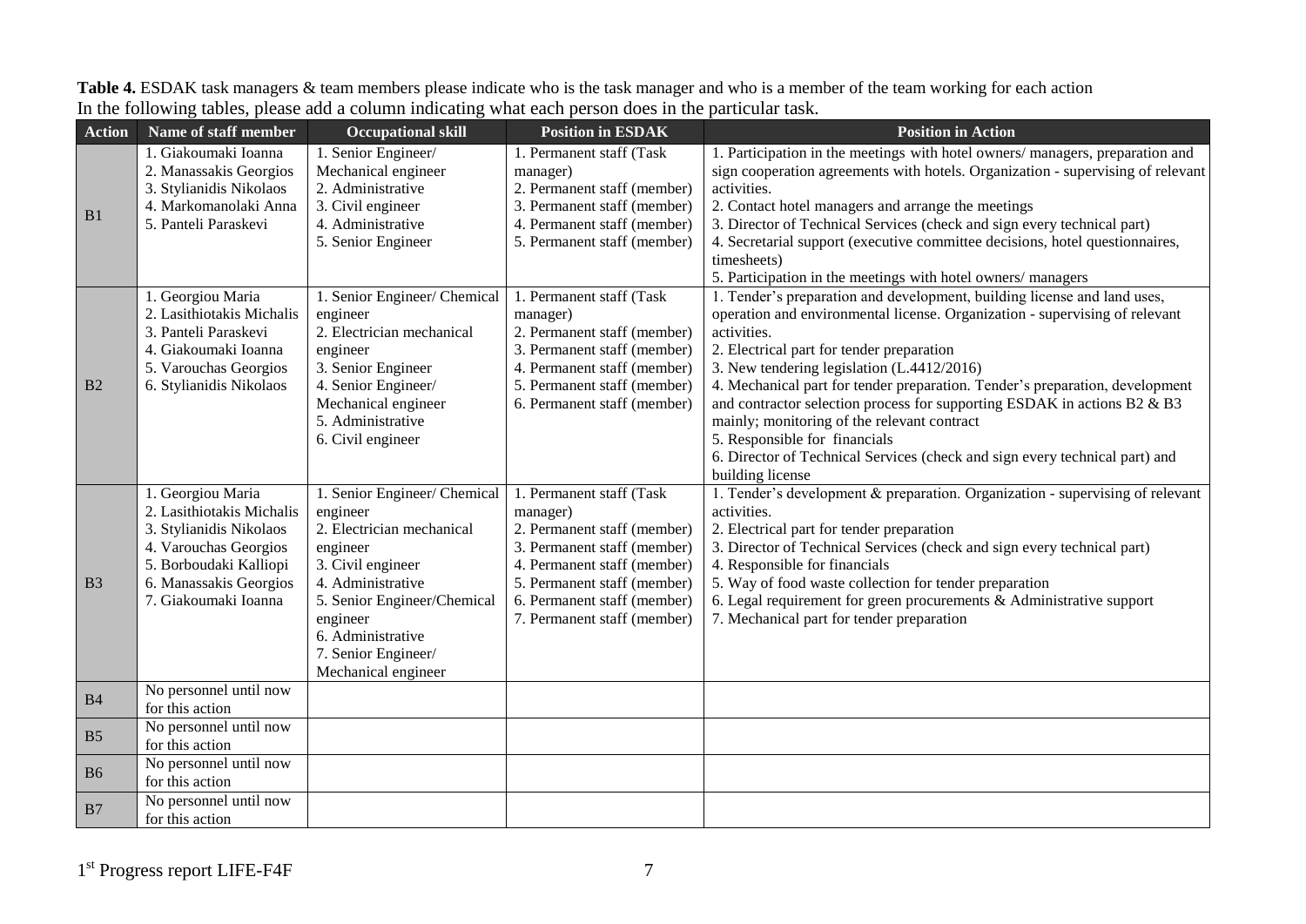**Table 4.** ESDAK task managers & team members please indicate who is the task manager and who is a member of the team working for each action
In the following tables, please add a column indicating what each person does in the particular task.

| Action | Name of staff member | Occupational skill | Position in ESDAK | Position in Action |
|---|---|---|---|---|
| B1 | 1. Giakoumaki Ioanna<br>2. Manassakis Georgios<br>3. Stylianidis Nikolaos<br>4. Markomanolaki Anna<br>5. Panteli Paraskevi | 1. Senior Engineer/ Mechanical engineer<br>2. Administrative<br>3. Civil engineer<br>4. Administrative<br>5. Senior Engineer | 1. Permanent staff (Task manager)<br>2. Permanent staff (member)<br>3. Permanent staff (member)<br>4. Permanent staff (member)<br>5. Permanent staff (member) | 1. Participation in the meetings with hotel owners/ managers, preparation and sign cooperation agreements with hotels. Organization - supervising of relevant activities.<br>2. Contact hotel managers and arrange the meetings<br>3. Director of Technical Services (check and sign every technical part)<br>4. Secretarial support (executive committee decisions, hotel questionnaires, timesheets)<br>5. Participation in the meetings with hotel owners/ managers |
| B2 | 1. Georgiou Maria<br>2. Lasithiotakis Michalis<br>3. Panteli Paraskevi<br>4. Giakoumaki Ioanna<br>5. Varouchas Georgios<br>6. Stylianidis Nikolaos | 1. Senior Engineer/ Chemical engineer<br>2. Electrician mechanical engineer<br>3. Senior Engineer<br>4. Senior Engineer/ Mechanical engineer<br>5. Administrative<br>6. Civil engineer | 1. Permanent staff (Task manager)<br>2. Permanent staff (member)<br>3. Permanent staff (member)<br>4. Permanent staff (member)<br>5. Permanent staff (member)<br>6. Permanent staff (member) | 1. Tender's preparation and development, building license and land uses, operation and environmental license. Organization - supervising of relevant activities.<br>2. Electrical part for tender preparation<br>3. New tendering legislation (L.4412/2016)<br>4. Mechanical part for tender preparation. Tender's preparation, development and contractor selection process for supporting ESDAK in actions B2 & B3 mainly; monitoring of the relevant contract<br>5. Responsible for financials<br>6. Director of Technical Services (check and sign every technical part) and building license |
| B3 | 1. Georgiou Maria<br>2. Lasithiotakis Michalis<br>3. Stylianidis Nikolaos<br>4. Varouchas Georgios<br>5. Borboudaki Kalliopi<br>6. Manassakis Georgios<br>7. Giakoumaki Ioanna | 1. Senior Engineer/ Chemical engineer<br>2. Electrician mechanical engineer<br>3. Civil engineer<br>4. Administrative<br>5. Senior Engineer/Chemical engineer<br>6. Administrative<br>7. Senior Engineer/ Mechanical engineer | 1. Permanent staff (Task manager)<br>2. Permanent staff (member)<br>3. Permanent staff (member)<br>4. Permanent staff (member)<br>5. Permanent staff (member)<br>6. Permanent staff (member)<br>7. Permanent staff (member) | 1. Tender's development & preparation. Organization - supervising of relevant activities.<br>2. Electrical part for tender preparation<br>3. Director of Technical Services (check and sign every technical part)<br>4. Responsible for financials<br>5. Way of food waste collection for tender preparation<br>6. Legal requirement for green procurements & Administrative support<br>7. Mechanical part for tender preparation |
| B4 | No personnel until now for this action | | | |
| B5 | No personnel until now for this action | | | |
| B6 | No personnel until now for this action | | | |
| B7 | No personnel until now for this action | | | |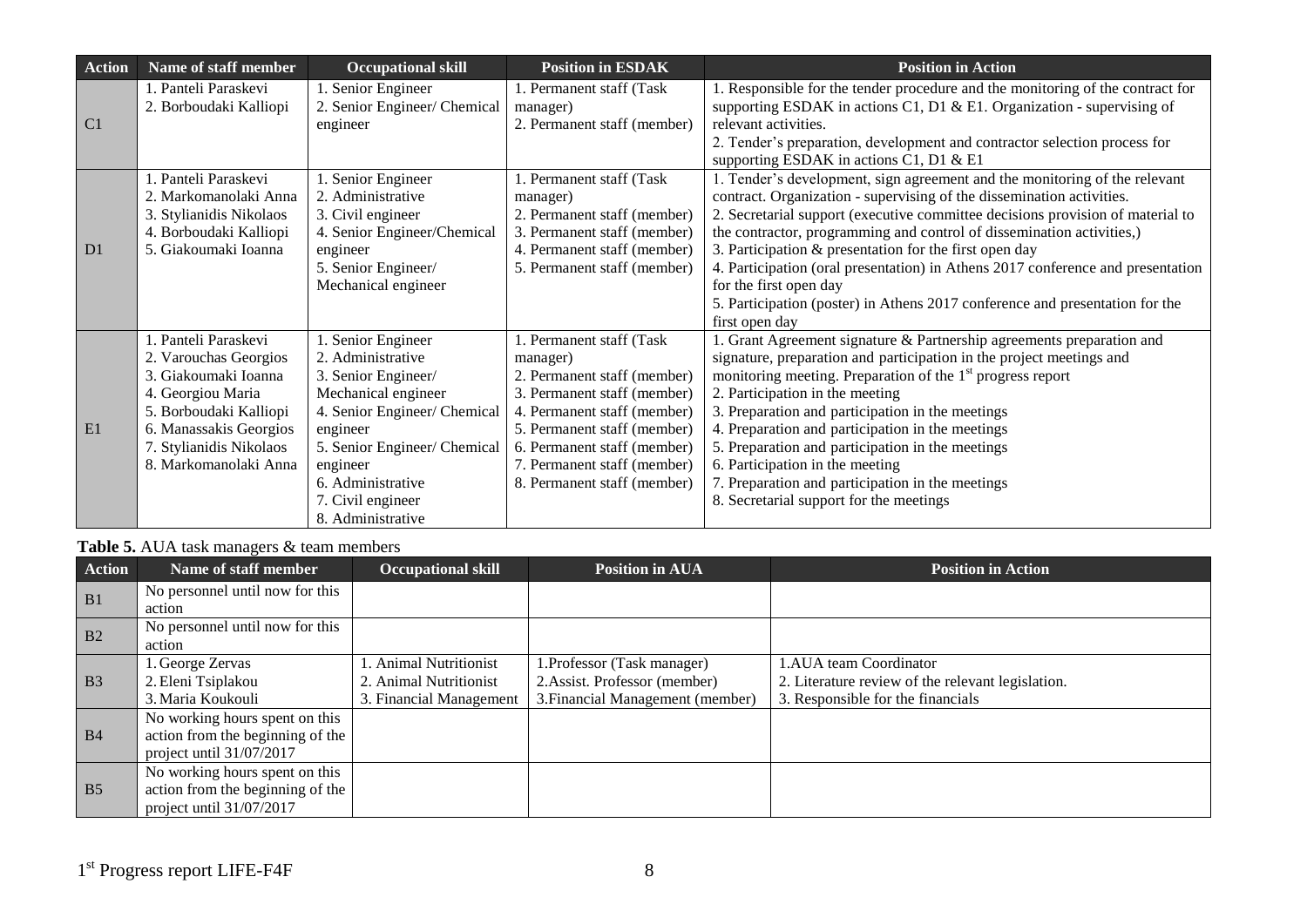| Action | Name of staff member | Occupational skill | Position in ESDAK | Position in Action |
|---|---|---|---|---|
| C1 | 1. Panteli Paraskevi<br>2. Borboudaki Kalliopi | 1. Senior Engineer<br>2. Senior Engineer/ Chemical engineer | 1. Permanent staff (Task manager)<br>2. Permanent staff (member) | 1. Responsible for the tender procedure and the monitoring of the contract for supporting ESDAK in actions C1, D1 & E1. Organization - supervising of relevant activities.<br>2. Tender's preparation, development and contractor selection process for supporting ESDAK in actions C1, D1 & E1 |
| D1 | 1. Panteli Paraskevi<br>2. Markomanolaki Anna<br>3. Stylianidis Nikolaos<br>4. Borboudaki Kalliopi<br>5. Giakoumaki Ioanna | 1. Senior Engineer<br>2. Administrative<br>3. Civil engineer<br>4. Senior Engineer/Chemical engineer<br>5. Senior Engineer/ Mechanical engineer | 1. Permanent staff (Task manager)<br>2. Permanent staff (member)<br>3. Permanent staff (member)<br>4. Permanent staff (member)<br>5. Permanent staff (member) | 1. Tender's development, sign agreement and the monitoring of the relevant contract. Organization - supervising of the dissemination activities.<br>2. Secretarial support (executive committee decisions provision of material to the contractor, programming and control of dissemination activities,)<br>3. Participation & presentation for the first open day<br>4. Participation (oral presentation) in Athens 2017 conference and presentation for the first open day<br>5. Participation (poster) in Athens 2017 conference and presentation for the first open day |
| E1 | 1. Panteli Paraskevi<br>2. Varouchas Georgios<br>3. Giakoumaki Ioanna<br>4. Georgiou Maria<br>5. Borboudaki Kalliopi<br>6. Manassakis Georgios<br>7. Stylianidis Nikolaos<br>8. Markomanolaki Anna | 1. Senior Engineer<br>2. Administrative<br>3. Senior Engineer/ Mechanical engineer<br>4. Senior Engineer/ Chemical engineer<br>5. Senior Engineer/ Chemical engineer<br>6. Administrative<br>7. Civil engineer<br>8. Administrative | 1. Permanent staff (Task manager)<br>2. Permanent staff (member)<br>3. Permanent staff (member)<br>4. Permanent staff (member)<br>5. Permanent staff (member)<br>6. Permanent staff (member)<br>7. Permanent staff (member)<br>8. Permanent staff (member) | 1. Grant Agreement signature & Partnership agreements preparation and signature, preparation and participation in the project meetings and monitoring meeting. Preparation of the 1st progress report<br>2. Participation in the meeting<br>3. Preparation and participation in the meetings<br>4. Preparation and participation in the meetings<br>5. Preparation and participation in the meetings<br>6. Participation in the meeting<br>7. Preparation and participation in the meetings<br>8. Secretarial support for the meetings |

**Table 5.** AUA task managers & team members

| Action | Name of staff member | Occupational skill | Position in AUA | Position in Action |
|---|---|---|---|---|
| B1 | No personnel until now for this action | | | |
| B2 | No personnel until now for this action | | | |
| B3 | 1. George Zervas<br>2. Eleni Tsiplakou<br>3. Maria Koukouli | 1. Animal Nutritionist<br>2. Animal Nutritionist<br>3. Financial Management | 1. Professor (Task manager)<br>2. Assist. Professor (member)<br>3. Financial Management (member) | 1. AUA team Coordinator<br>2. Literature review of the relevant legislation.<br>3. Responsible for the financials |
| B4 | No working hours spent on this action from the beginning of the project until 31/07/2017 | | | |
| B5 | No working hours spent on this action from the beginning of the project until 31/07/2017 | | | |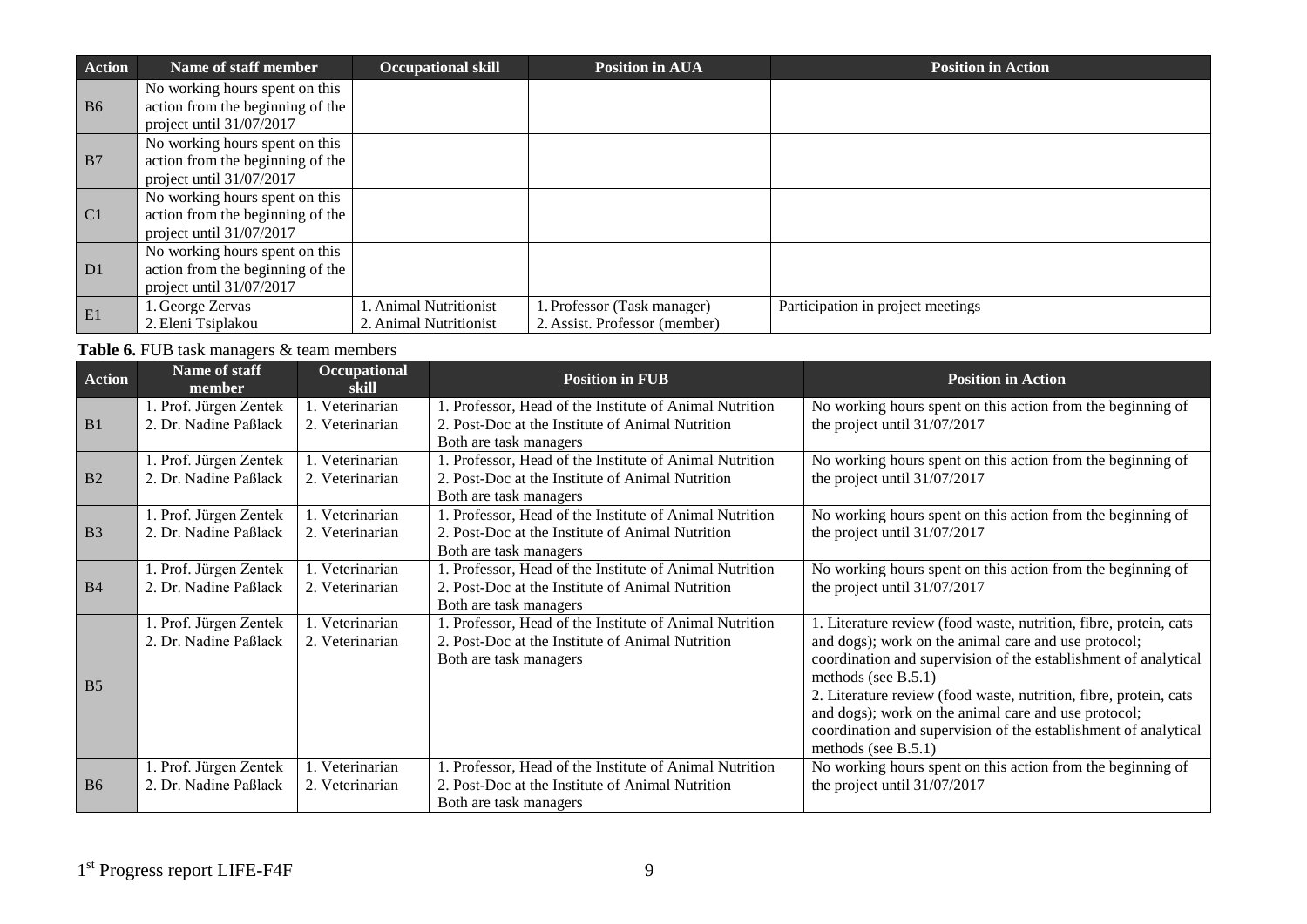| Action | Name of staff member | Occupational skill | Position in AUA | Position in Action |
|---|---|---|---|---|
| B6 | No working hours spent on this action from the beginning of the project until 31/07/2017 | | | |
| B7 | No working hours spent on this action from the beginning of the project until 31/07/2017 | | | |
| C1 | No working hours spent on this action from the beginning of the project until 31/07/2017 | | | |
| D1 | No working hours spent on this action from the beginning of the project until 31/07/2017 | | | |
| E1 | 1. George Zervas<br>2. Eleni Tsiplakou | 1. Animal Nutritionist<br>2. Animal Nutritionist | 1. Professor (Task manager)<br>2. Assist. Professor (member) | Participation in project meetings |

**Table 6.** FUB task managers & team members

| Action | Name of staff member | Occupational skill | Position in FUB | Position in Action |
|---|---|---|---|---|
| B1 | 1. Prof. Jürgen Zentek<br>2. Dr. Nadine Paßlack | 1. Veterinarian<br>2. Veterinarian | 1. Professor, Head of the Institute of Animal Nutrition<br>2. Post-Doc at the Institute of Animal Nutrition<br>Both are task managers | No working hours spent on this action from the beginning of the project until 31/07/2017 |
| B2 | 1. Prof. Jürgen Zentek<br>2. Dr. Nadine Paßlack | 1. Veterinarian<br>2. Veterinarian | 1. Professor, Head of the Institute of Animal Nutrition<br>2. Post-Doc at the Institute of Animal Nutrition<br>Both are task managers | No working hours spent on this action from the beginning of the project until 31/07/2017 |
| B3 | 1. Prof. Jürgen Zentek<br>2. Dr. Nadine Paßlack | 1. Veterinarian<br>2. Veterinarian | 1. Professor, Head of the Institute of Animal Nutrition<br>2. Post-Doc at the Institute of Animal Nutrition<br>Both are task managers | No working hours spent on this action from the beginning of the project until 31/07/2017 |
| B4 | 1. Prof. Jürgen Zentek<br>2. Dr. Nadine Paßlack | 1. Veterinarian<br>2. Veterinarian | 1. Professor, Head of the Institute of Animal Nutrition<br>2. Post-Doc at the Institute of Animal Nutrition<br>Both are task managers | No working hours spent on this action from the beginning of the project until 31/07/2017 |
| B5 | 1. Prof. Jürgen Zentek<br>2. Dr. Nadine Paßlack | 1. Veterinarian<br>2. Veterinarian | 1. Professor, Head of the Institute of Animal Nutrition<br>2. Post-Doc at the Institute of Animal Nutrition<br>Both are task managers | 1. Literature review (food waste, nutrition, fibre, protein, cats and dogs); work on the animal care and use protocol; coordination and supervision of the establishment of analytical methods (see B.5.1)<br>2. Literature review (food waste, nutrition, fibre, protein, cats and dogs); work on the animal care and use protocol; coordination and supervision of the establishment of analytical methods (see B.5.1) |
| B6 | 1. Prof. Jürgen Zentek<br>2. Dr. Nadine Paßlack | 1. Veterinarian<br>2. Veterinarian | 1. Professor, Head of the Institute of Animal Nutrition<br>2. Post-Doc at the Institute of Animal Nutrition<br>Both are task managers | No working hours spent on this action from the beginning of the project until 31/07/2017 |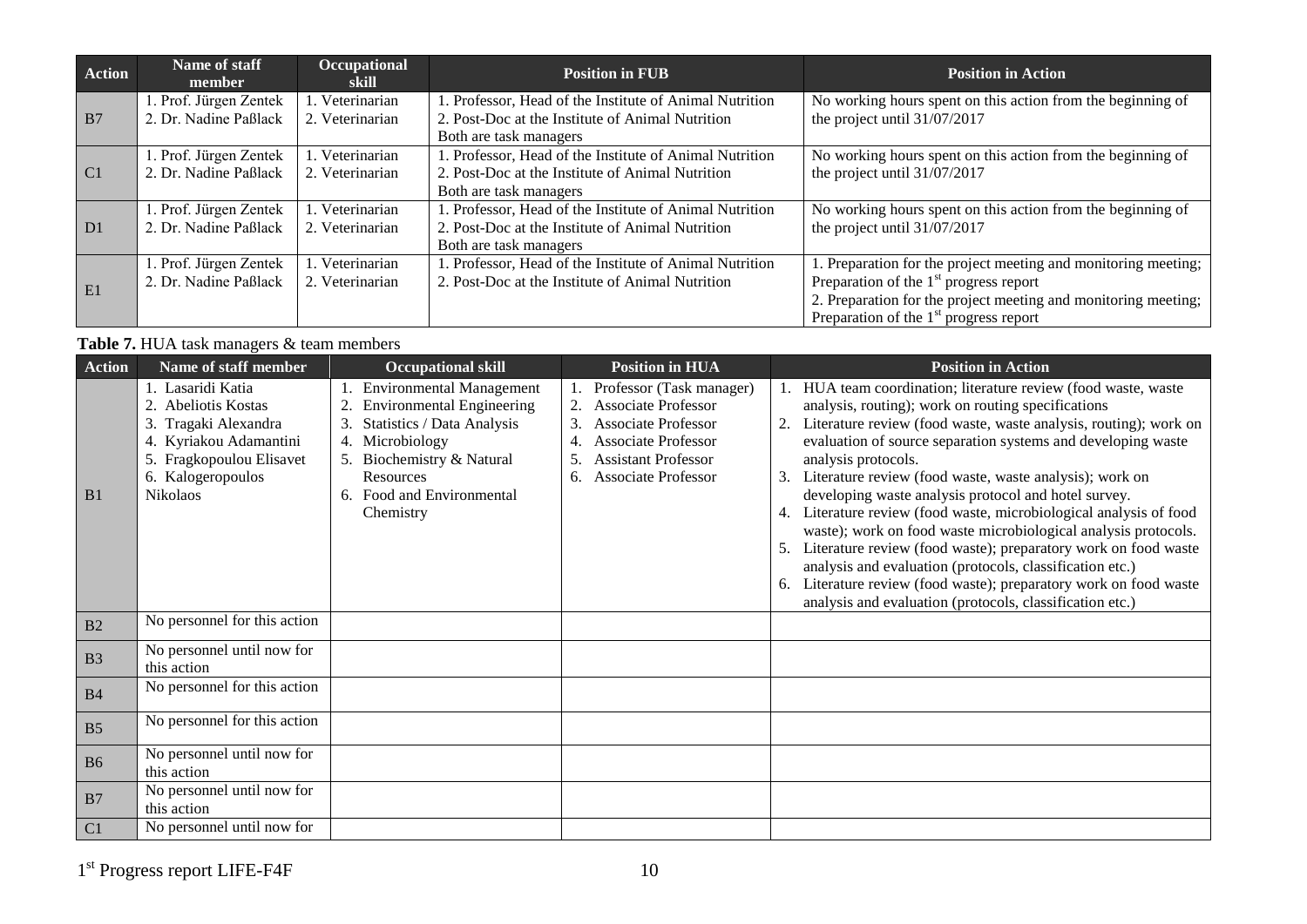| Action | Name of staff member | Occupational skill | Position in FUB | Position in Action |
|---|---|---|---|---|
| B7 | 1. Prof. Jürgen Zentek<br>2. Dr. Nadine Paßlack | 1. Veterinarian<br>2. Veterinarian | 1. Professor, Head of the Institute of Animal Nutrition<br>2. Post-Doc at the Institute of Animal Nutrition<br>Both are task managers | No working hours spent on this action from the beginning of the project until 31/07/2017 |
| C1 | 1. Prof. Jürgen Zentek<br>2. Dr. Nadine Paßlack | 1. Veterinarian<br>2. Veterinarian | 1. Professor, Head of the Institute of Animal Nutrition<br>2. Post-Doc at the Institute of Animal Nutrition<br>Both are task managers | No working hours spent on this action from the beginning of the project until 31/07/2017 |
| D1 | 1. Prof. Jürgen Zentek<br>2. Dr. Nadine Paßlack | 1. Veterinarian<br>2. Veterinarian | 1. Professor, Head of the Institute of Animal Nutrition<br>2. Post-Doc at the Institute of Animal Nutrition<br>Both are task managers | No working hours spent on this action from the beginning of the project until 31/07/2017 |
| E1 | 1. Prof. Jürgen Zentek<br>2. Dr. Nadine Paßlack | 1. Veterinarian<br>2. Veterinarian | 1. Professor, Head of the Institute of Animal Nutrition<br>2. Post-Doc at the Institute of Animal Nutrition | 1. Preparation for the project meeting and monitoring meeting; Preparation of the 1st progress report<br>2. Preparation for the project meeting and monitoring meeting; Preparation of the 1st progress report |

**Table 7.** HUA task managers & team members

| Action | Name of staff member | Occupational skill | Position in HUA | Position in Action |
|---|---|---|---|---|
| B1 | 1. Lasaridi Katia<br>2. Abeliotis Kostas<br>3. Tragaki Alexandra<br>4. Kyriakou Adamantini<br>5. Fragkopoulou Elisavet<br>6. Kalogeropoulos Nikolaos | 1. Environmental Management<br>2. Environmental Engineering<br>3. Statistics / Data Analysis<br>4. Microbiology<br>5. Biochemistry & Natural Resources<br>6. Food and Environmental Chemistry | 1. Professor (Task manager)<br>2. Associate Professor<br>3. Associate Professor<br>4. Associate Professor<br>5. Assistant Professor<br>6. Associate Professor | 1. HUA team coordination; literature review (food waste, waste analysis, routing); work on routing specifications<br>2. Literature review (food waste, waste analysis, routing); work on evaluation of source separation systems and developing waste analysis protocols.<br>3. Literature review (food waste, waste analysis); work on developing waste analysis protocol and hotel survey.<br>4. Literature review (food waste, microbiological analysis of food waste); work on food waste microbiological analysis protocols.<br>5. Literature review (food waste); preparatory work on food waste analysis and evaluation (protocols, classification etc.)<br>6. Literature review (food waste); preparatory work on food waste analysis and evaluation (protocols, classification etc.) |
| B2 | No personnel for this action | | | |
| B3 | No personnel until now for this action | | | |
| B4 | No personnel for this action | | | |
| B5 | No personnel for this action | | | |
| B6 | No personnel until now for this action | | | |
| B7 | No personnel until now for this action | | | |
| C1 | No personnel until now for | | | |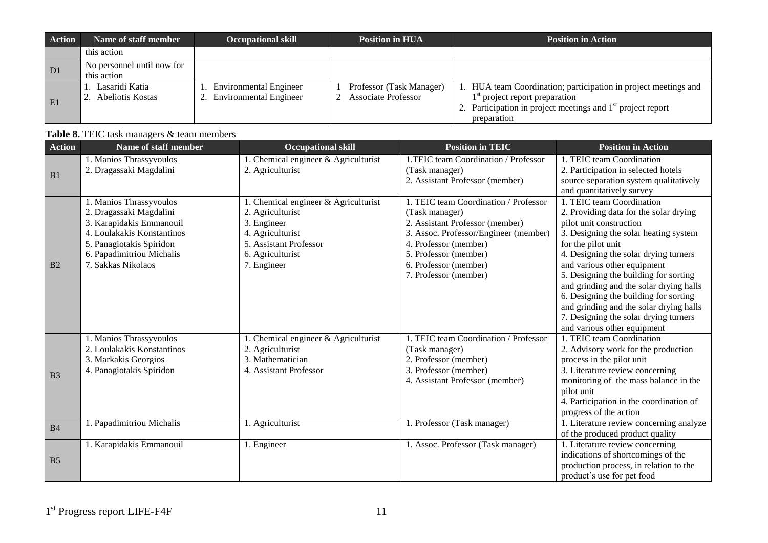| Action | Name of staff member | Occupational skill | Position in HUA | Position in Action |
|---|---|---|---|---|
| | this action | | | |
| D1 | No personnel until now for this action | | | |
| E1 | 1. Lasaridi Katia<br>2. Abeliotis Kostas | 1. Environmental Engineer<br>2. Environmental Engineer | 1 Professor (Task Manager)<br>2 Associate Professor | 1. HUA team Coordination; participation in project meetings and 1st project report preparation<br>2. Participation in project meetings and 1st project report preparation |

**Table 8.** TEIC task managers & team members

| Action | Name of staff member | Occupational skill | Position in TEIC | Position in Action |
|---|---|---|---|---|
| B1 | 1. Manios Thrassyvoulos<br>2. Dragassaki Magdalini | 1. Chemical engineer & Agriculturist<br>2. Agriculturist | 1.TEIC team Coordination / Professor (Task manager)<br>2. Assistant Professor (member) | 1. TEIC team Coordination<br>2. Participation in selected hotels source separation system qualitatively and quantitatively survey |
| B2 | 1. Manios Thrassyvoulos<br>2. Dragassaki Magdalini<br>3. Karapidakis Emmanouil<br>4. Loulakakis Konstantinos<br>5. Panagiotakis Spiridon<br>6. Papadimitriou Michalis<br>7. Sakkas Nikolaos | 1. Chemical engineer & Agriculturist<br>2. Agriculturist<br>3. Engineer<br>4. Agriculturist<br>5. Assistant Professor<br>6. Agriculturist<br>7. Engineer | 1. TEIC team Coordination / Professor (Task manager)<br>2. Assistant Professor (member)<br>3. Assoc. Professor/Engineer (member)<br>4. Professor (member)<br>5. Professor (member)<br>6. Professor (member)<br>7. Professor (member) | 1. TEIC team Coordination<br>2. Providing data for the solar drying pilot unit construction<br>3. Designing the solar heating system for the pilot unit<br>4. Designing the solar drying turners and various other equipment<br>5. Designing the building for sorting and grinding and the solar drying halls<br>6. Designing the building for sorting and grinding and the solar drying halls<br>7. Designing the solar drying turners and various other equipment |
| B3 | 1. Manios Thrassyvoulos<br>2. Loulakakis Konstantinos<br>3. Markakis Georgios<br>4. Panagiotakis Spiridon | 1. Chemical engineer & Agriculturist<br>2. Agriculturist<br>3. Mathematician<br>4. Assistant Professor | 1. TEIC team Coordination / Professor (Task manager)<br>2. Professor (member)<br>3. Professor (member)<br>4. Assistant Professor (member) | 1. TEIC team Coordination<br>2. Advisory work for the production process in the pilot unit<br>3. Literature review concerning monitoring of the mass balance in the pilot unit<br>4. Participation in the coordination of progress of the action |
| B4 | 1. Papadimitriou Michalis | 1. Agriculturist | 1. Professor (Task manager) | 1. Literature review concerning analyze of the produced product quality |
| B5 | 1. Karapidakis Emmanouil | 1. Engineer | 1. Assoc. Professor (Task manager) | 1. Literature review concerning indications of shortcomings of the production process, in relation to the product's use for pet food |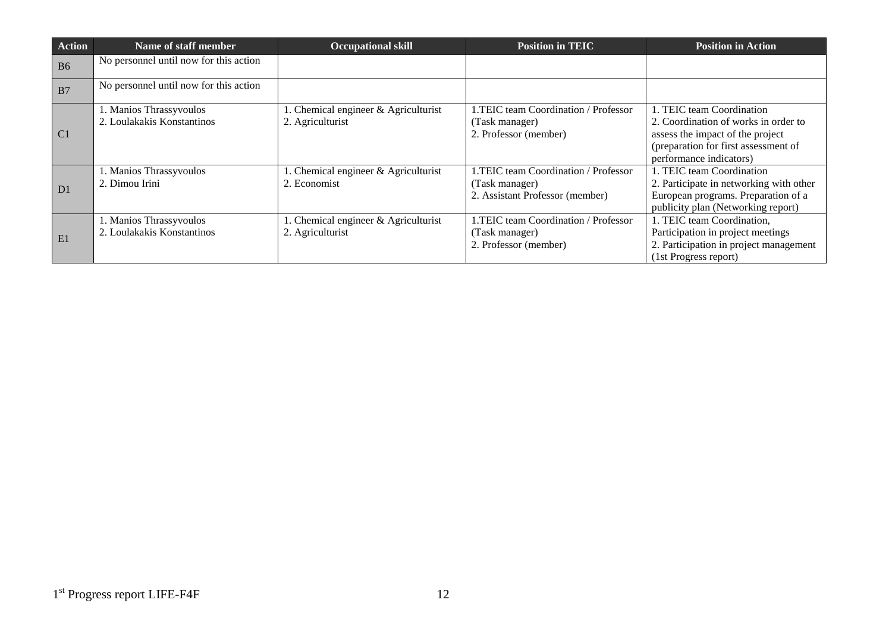| Action | Name of staff member | Occupational skill | Position in TEIC | Position in Action |
|---|---|---|---|---|
| B6 | No personnel until now for this action | | | |
| B7 | No personnel until now for this action | | | |
| C1 | 1. Manios Thrassyvoulos<br>2. Loulakakis Konstantinos | 1. Chemical engineer & Agriculturist<br>2. Agriculturist | 1.TEIC team Coordination / Professor (Task manager)<br>2. Professor (member) | 1. TEIC team Coordination<br>2. Coordination of works in order to assess the impact of the project (preparation for first assessment of performance indicators) |
| D1 | 1. Manios Thrassyvoulos<br>2. Dimou Irini | 1. Chemical engineer & Agriculturist<br>2. Economist | 1.TEIC team Coordination / Professor (Task manager)<br>2. Assistant Professor (member) | 1. TEIC team Coordination<br>2. Participate in networking with other European programs. Preparation of a publicity plan (Networking report) |
| E1 | 1. Manios Thrassyvoulos<br>2. Loulakakis Konstantinos | 1. Chemical engineer & Agriculturist<br>2. Agriculturist | 1.TEIC team Coordination / Professor (Task manager)<br>2. Professor (member) | 1. TEIC team Coordination, Participation in project meetings<br>2. Participation in project management (1st Progress report) |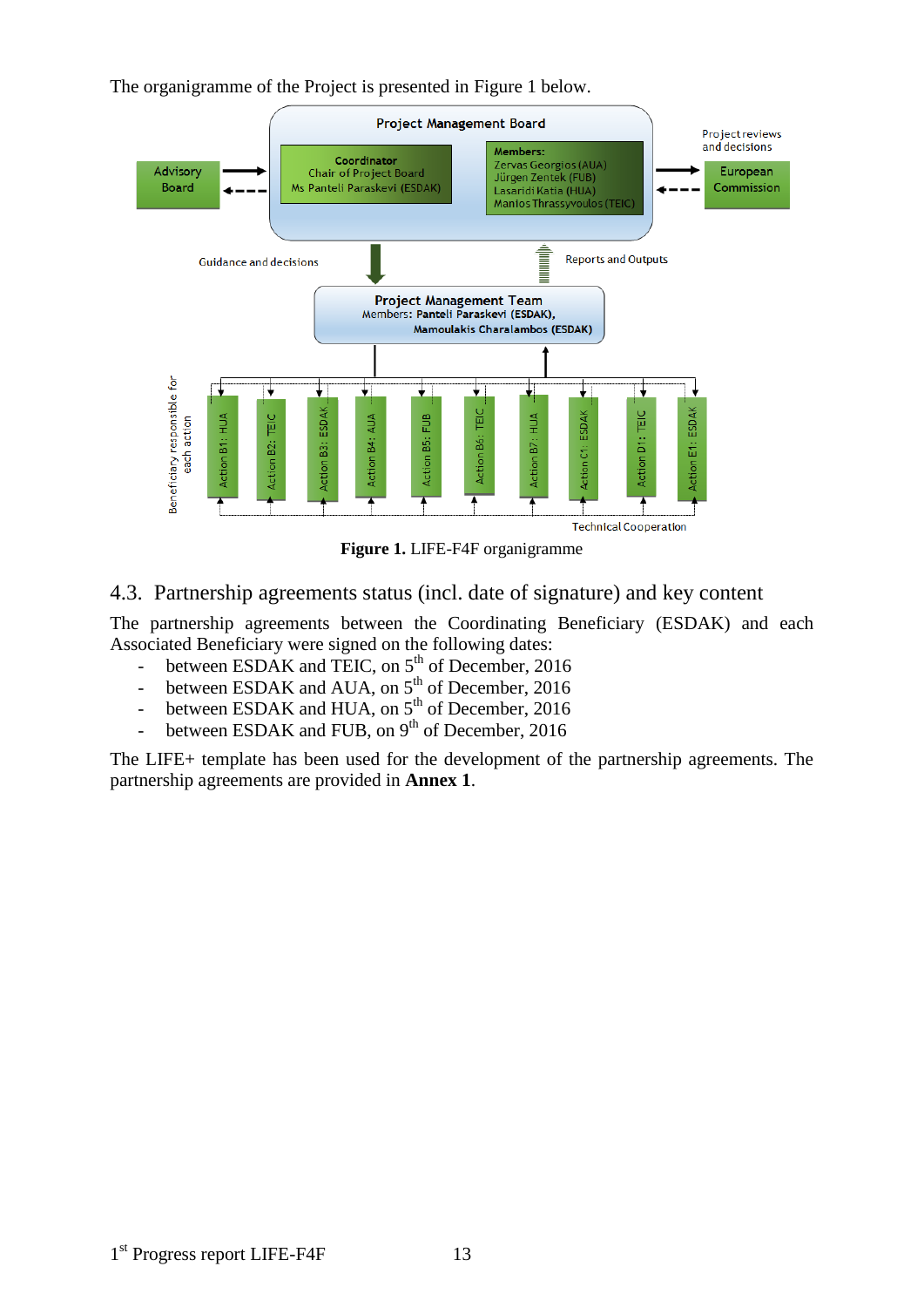The organigramme of the Project is presented in Figure 1 below.

**Figure 1.** LIFE-F4F organigramme

## 4.3. Partnership agreements status (incl. date of signature) and key content

The partnership agreements between the Coordinating Beneficiary (ESDAK) and each Associated Beneficiary were signed on the following dates:

- between ESDAK and TEIC, on 5th of December, 2016
- between ESDAK and AUA, on 5th of December, 2016
- between ESDAK and HUA, on 5th of December, 2016
- between ESDAK and FUB, on 9th of December, 2016

The LIFE+ template has been used for the development of the partnership agreements. The partnership agreements are provided in **Annex 1**.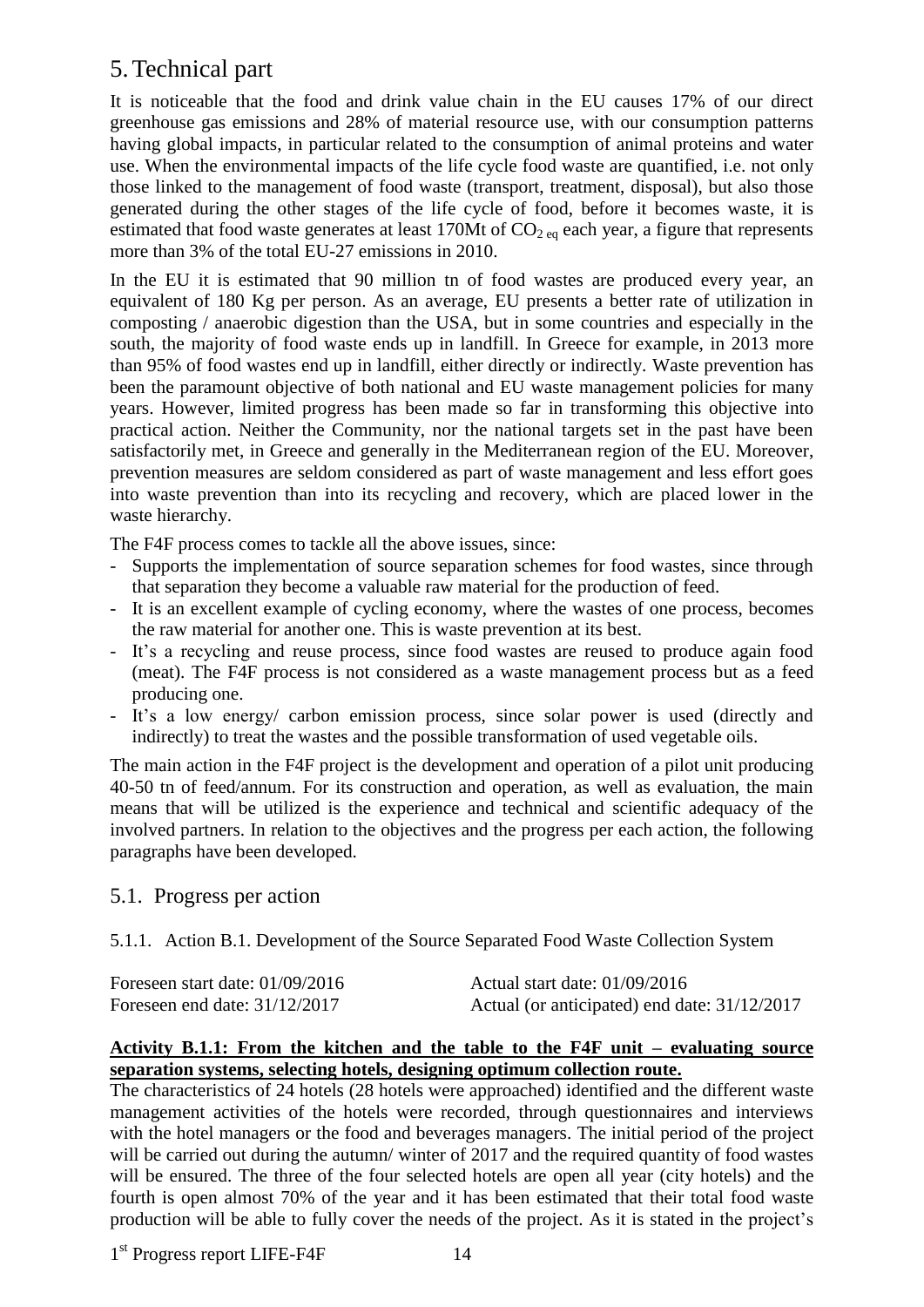# 5. Technical part

It is noticeable that the food and drink value chain in the EU causes 17% of our direct greenhouse gas emissions and 28% of material resource use, with our consumption patterns having global impacts, in particular related to the consumption of animal proteins and water use. When the environmental impacts of the life cycle food waste are quantified, i.e. not only those linked to the management of food waste (transport, treatment, disposal), but also those generated during the other stages of the life cycle of food, before it becomes waste, it is estimated that food waste generates at least 170Mt of $CO_{2\ eq}$ each year, a figure that represents more than 3% of the total EU-27 emissions in 2010.

In the EU it is estimated that 90 million tn of food wastes are produced every year, an equivalent of 180 Kg per person. As an average, EU presents a better rate of utilization in composting / anaerobic digestion than the USA, but in some countries and especially in the south, the majority of food waste ends up in landfill. In Greece for example, in 2013 more than 95% of food wastes end up in landfill, either directly or indirectly. Waste prevention has been the paramount objective of both national and EU waste management policies for many years. However, limited progress has been made so far in transforming this objective into practical action. Neither the Community, nor the national targets set in the past have been satisfactorily met, in Greece and generally in the Mediterranean region of the EU. Moreover, prevention measures are seldom considered as part of waste management and less effort goes into waste prevention than into its recycling and recovery, which are placed lower in the waste hierarchy.

The F4F process comes to tackle all the above issues, since:

- Supports the implementation of source separation schemes for food wastes, since through that separation they become a valuable raw material for the production of feed.
- It is an excellent example of cycling economy, where the wastes of one process, becomes the raw material for another one. This is waste prevention at its best.
- It's a recycling and reuse process, since food wastes are reused to produce again food (meat). The F4F process is not considered as a waste management process but as a feed producing one.
- It's a low energy/ carbon emission process, since solar power is used (directly and indirectly) to treat the wastes and the possible transformation of used vegetable oils.

The main action in the F4F project is the development and operation of a pilot unit producing 40-50 tn of feed/annum. For its construction and operation, as well as evaluation, the main means that will be utilized is the experience and technical and scientific adequacy of the involved partners. In relation to the objectives and the progress per each action, the following paragraphs have been developed.

## 5.1. Progress per action

### 5.1.1. Action B.1. Development of the Source Separated Food Waste Collection System

| | |
|---|---|
| Foreseen start date: 01/09/2016 | Actual start date: 01/09/2016 |
| Foreseen end date: 31/12/2017 | Actual (or anticipated) end date: 31/12/2017 |

**Activity B.1.1: From the kitchen and the table to the F4F unit – evaluating source separation systems, selecting hotels, designing optimum collection route.**

The characteristics of 24 hotels (28 hotels were approached) identified and the different waste management activities of the hotels were recorded, through questionnaires and interviews with the hotel managers or the food and beverages managers. The initial period of the project will be carried out during the autumn/ winter of 2017 and the required quantity of food wastes will be ensured. The three of the four selected hotels are open all year (city hotels) and the fourth is open almost 70% of the year and it has been estimated that their total food waste production will be able to fully cover the needs of the project. As it is stated in the project's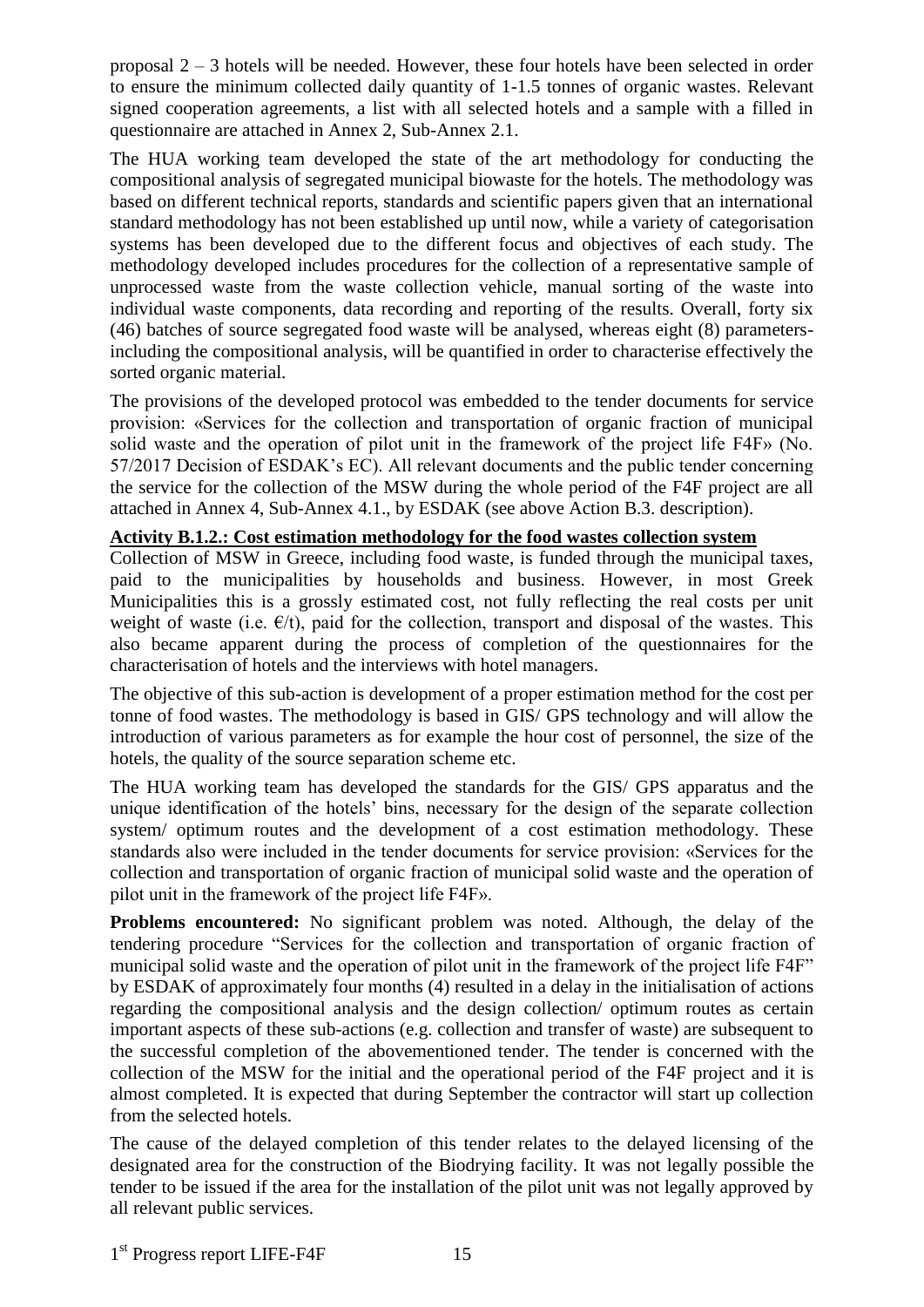proposal 2 – 3 hotels will be needed. However, these four hotels have been selected in order to ensure the minimum collected daily quantity of 1-1.5 tonnes of organic wastes. Relevant signed cooperation agreements, a list with all selected hotels and a sample with a filled in questionnaire are attached in Annex 2, Sub-Annex 2.1.

The HUA working team developed the state of the art methodology for conducting the compositional analysis of segregated municipal biowaste for the hotels. The methodology was based on different technical reports, standards and scientific papers given that an international standard methodology has not been established up until now, while a variety of categorisation systems has been developed due to the different focus and objectives of each study. The methodology developed includes procedures for the collection of a representative sample of unprocessed waste from the waste collection vehicle, manual sorting of the waste into individual waste components, data recording and reporting of the results. Overall, forty six (46) batches of source segregated food waste will be analysed, whereas eight (8) parameters-including the compositional analysis, will be quantified in order to characterise effectively the sorted organic material.

The provisions of the developed protocol was embedded to the tender documents for service provision: «Services for the collection and transportation of organic fraction of municipal solid waste and the operation of pilot unit in the framework of the project life F4F» (No. 57/2017 Decision of ESDAK's EC). All relevant documents and the public tender concerning the service for the collection of the MSW during the whole period of the F4F project are all attached in Annex 4, Sub-Annex 4.1., by ESDAK (see above Action B.3. description).

**Activity B.1.2.: Cost estimation methodology for the food wastes collection system**

Collection of MSW in Greece, including food waste, is funded through the municipal taxes, paid to the municipalities by households and business. However, in most Greek Municipalities this is a grossly estimated cost, not fully reflecting the real costs per unit weight of waste (i.e. €/t), paid for the collection, transport and disposal of the wastes. This also became apparent during the process of completion of the questionnaires for the characterisation of hotels and the interviews with hotel managers.

The objective of this sub-action is development of a proper estimation method for the cost per tonne of food wastes. The methodology is based in GIS/ GPS technology and will allow the introduction of various parameters as for example the hour cost of personnel, the size of the hotels, the quality of the source separation scheme etc.

The HUA working team has developed the standards for the GIS/ GPS apparatus and the unique identification of the hotels' bins, necessary for the design of the separate collection system/ optimum routes and the development of a cost estimation methodology. These standards also were included in the tender documents for service provision: «Services for the collection and transportation of organic fraction of municipal solid waste and the operation of pilot unit in the framework of the project life F4F».

**Problems encountered:** No significant problem was noted. Although, the delay of the tendering procedure "Services for the collection and transportation of organic fraction of municipal solid waste and the operation of pilot unit in the framework of the project life F4F" by ESDAK of approximately four months (4) resulted in a delay in the initialisation of actions regarding the compositional analysis and the design collection/ optimum routes as certain important aspects of these sub-actions (e.g. collection and transfer of waste) are subsequent to the successful completion of the abovementioned tender. The tender is concerned with the collection of the MSW for the initial and the operational period of the F4F project and it is almost completed. It is expected that during September the contractor will start up collection from the selected hotels.

The cause of the delayed completion of this tender relates to the delayed licensing of the designated area for the construction of the Biodrying facility. It was not legally possible the tender to be issued if the area for the installation of the pilot unit was not legally approved by all relevant public services.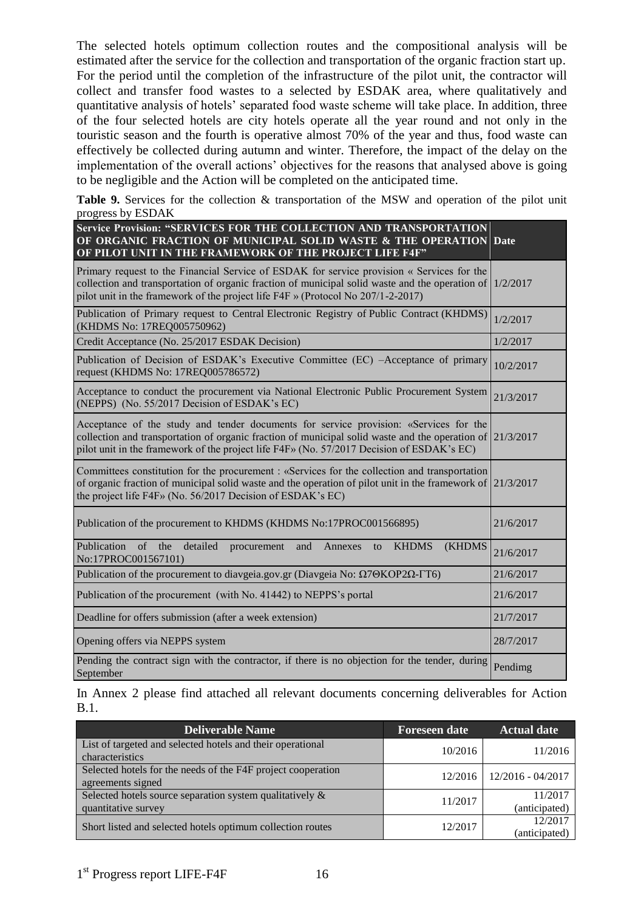The selected hotels optimum collection routes and the compositional analysis will be estimated after the service for the collection and transportation of the organic fraction start up. For the period until the completion of the infrastructure of the pilot unit, the contractor will collect and transfer food wastes to a selected by ESDAK area, where qualitatively and quantitative analysis of hotels' separated food waste scheme will take place. In addition, three of the four selected hotels are city hotels operate all the year round and not only in the touristic season and the fourth is operative almost 70% of the year and thus, food waste can effectively be collected during autumn and winter. Therefore, the impact of the delay on the implementation of the overall actions' objectives for the reasons that analysed above is going to be negligible and the Action will be completed on the anticipated time.

**Table 9.** Services for the collection & transportation of the MSW and operation of the pilot unit progress by ESDAK

| Service Provision: "SERVICES FOR THE COLLECTION AND TRANSPORTATION OF ORGANIC FRACTION OF MUNICIPAL SOLID WASTE & THE OPERATION OF PILOT UNIT IN THE FRAMEWORK OF THE PROJECT LIFE F4F" | Date |
|---|---|
| Primary request to the Financial Service of ESDAK for service provision « Services for the collection and transportation of organic fraction of municipal solid waste and the operation of pilot unit in the framework of the project life F4F » (Protocol No 207/1-2-2017) | 1/2/2017 |
| Publication of Primary request to Central Electronic Registry of Public Contract (KHDMS) (KHDMS No: 17REQ005750962) | 1/2/2017 |
| Credit Acceptance (No. 25/2017 ESDAK Decision) | 1/2/2017 |
| Publication of Decision of ESDAK's Executive Committee (EC) –Acceptance of primary request (KHDMS No: 17REQ005786572) | 10/2/2017 |
| Acceptance to conduct the procurement via National Electronic Public Procurement System (NEPPS) (No. 55/2017 Decision of ESDAK's EC) | 21/3/2017 |
| Acceptance of the study and tender documents for service provision: «Services for the collection and transportation of organic fraction of municipal solid waste and the operation of pilot unit in the framework of the project life F4F» (No. 57/2017 Decision of ESDAK's EC) | 21/3/2017 |
| Committees constitution for the procurement : «Services for the collection and transportation of organic fraction of municipal solid waste and the operation of pilot unit in the framework of the project life F4F» (No. 56/2017 Decision of ESDAK's EC) | 21/3/2017 |
| Publication of the procurement to KHDMS (KHDMS No:17PROC001566895) | 21/6/2017 |
| Publication of the detailed procurement and Annexes to KHDMS (KHDMS No:17PROC001567101) | 21/6/2017 |
| Publication of the procurement to diavgeia.gov.gr (Diavgeia No: Ω7ΘΚΟΡ2Ω-ΓΤ6) | 21/6/2017 |
| Publication of the procurement (with No. 41442) to NEPPS's portal | 21/6/2017 |
| Deadline for offers submission (after a week extension) | 21/7/2017 |
| Opening offers via NEPPS system | 28/7/2017 |
| Pending the contract sign with the contractor, if there is no objection for the tender, during September | Pendimg |

In Annex 2 please find attached all relevant documents concerning deliverables for Action B.1.

| Deliverable Name | Foreseen date | Actual date |
|---|---|---|
| List of targeted and selected hotels and their operational characteristics | 10/2016 | 11/2016 |
| Selected hotels for the needs of the F4F project cooperation agreements signed | 12/2016 | 12/2016 - 04/2017 |
| Selected hotels source separation system qualitatively & quantitative survey | 11/2017 | 11/2017 (anticipated) |
| Short listed and selected hotels optimum collection routes | 12/2017 | 12/2017 (anticipated) |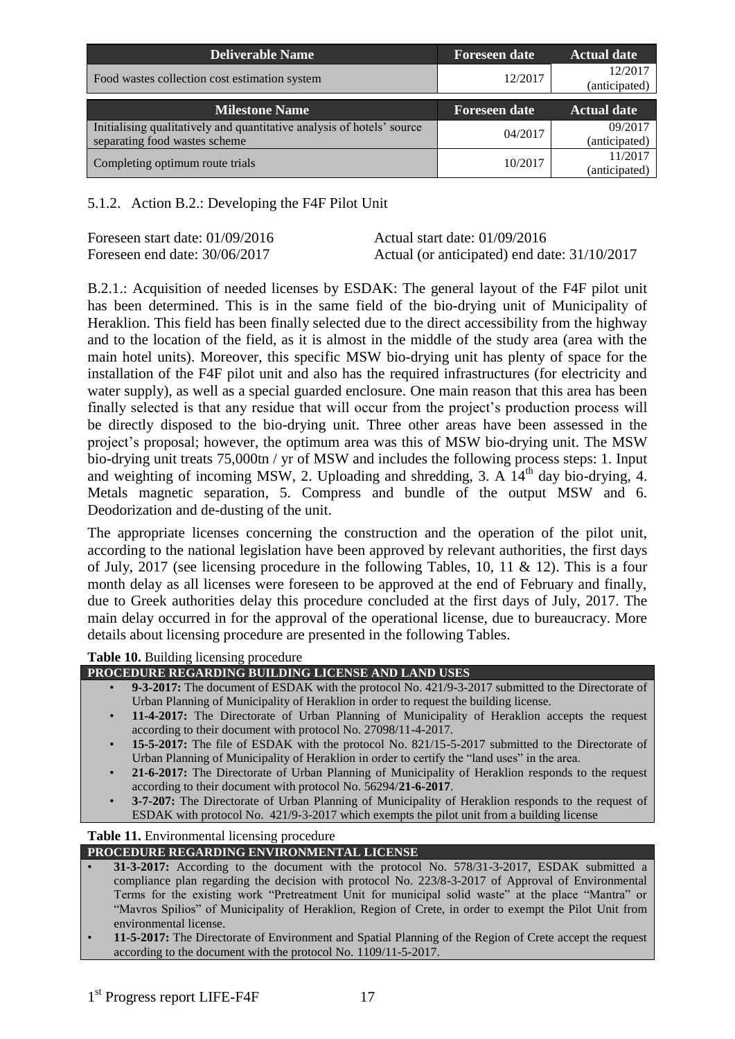| Deliverable Name | Foreseen date | Actual date |
|---|---|---|
| Food wastes collection cost estimation system | 12/2017 | 12/2017 (anticipated) |

| Milestone Name | Foreseen date | Actual date |
|---|---|---|
| Initialising qualitatively and quantitative analysis of hotels' source separating food wastes scheme | 04/2017 | 09/2017 (anticipated) |
| Completing optimum route trials | 10/2017 | 11/2017 (anticipated) |

### 5.1.2. Action B.2.: Developing the F4F Pilot Unit

Foreseen start date: 01/09/2016 Actual start date: 01/09/2016
Foreseen end date: 30/06/2017 Actual (or anticipated) end date: 31/10/2017

B.2.1.: Acquisition of needed licenses by ESDAK: The general layout of the F4F pilot unit has been determined. This is in the same field of the bio-drying unit of Municipality of Heraklion. This field has been finally selected due to the direct accessibility from the highway and to the location of the field, as it is almost in the middle of the study area (area with the main hotel units). Moreover, this specific MSW bio-drying unit has plenty of space for the installation of the F4F pilot unit and also has the required infrastructures (for electricity and water supply), as well as a special guarded enclosure. One main reason that this area has been finally selected is that any residue that will occur from the project's production process will be directly disposed to the bio-drying unit. Three other areas have been assessed in the project's proposal; however, the optimum area was this of MSW bio-drying unit. The MSW bio-drying unit treats 75,000tn / yr of MSW and includes the following process steps: 1. Input and weighting of incoming MSW, 2. Uploading and shredding, 3. A 14th day bio-drying, 4. Metals magnetic separation, 5. Compress and bundle of the output MSW and 6. Deodorization and de-dusting of the unit.

The appropriate licenses concerning the construction and the operation of the pilot unit, according to the national legislation have been approved by relevant authorities, the first days of July, 2017 (see licensing procedure in the following Tables, 10, 11 & 12). This is a four month delay as all licenses were foreseen to be approved at the end of February and finally, due to Greek authorities delay this procedure concluded at the first days of July, 2017. The main delay occurred in for the approval of the operational license, due to bureaucracy. More details about licensing procedure are presented in the following Tables.

**Table 10.** Building licensing procedure

| PROCEDURE REGARDING BUILDING LICENSE AND LAND USES |
|---|
| • **9-3-2017:** The document of ESDAK with the protocol No. 421/9-3-2017 submitted to the Directorate of Urban Planning of Municipality of Heraklion in order to request the building license.<br>• **11-4-2017:** The Directorate of Urban Planning of Municipality of Heraklion accepts the request according to their document with protocol No. 27098/11-4-2017.<br>• **15-5-2017:** The file of ESDAK with the protocol No. 821/15-5-2017 submitted to the Directorate of Urban Planning of Municipality of Heraklion in order to certify the "land uses" in the area.<br>• **21-6-2017:** The Directorate of Urban Planning of Municipality of Heraklion responds to the request according to their document with protocol No. 56294/**21-6-2017**.<br>• **3-7-207:** The Directorate of Urban Planning of Municipality of Heraklion responds to the request of ESDAK with protocol No. 421/9-3-2017 which exempts the pilot unit from a building license |

**Table 11.** Environmental licensing procedure

| PROCEDURE REGARDING ENVIRONMENTAL LICENSE |
|---|
| • **31-3-2017:** According to the document with the protocol No. 578/31-3-2017, ESDAK submitted a compliance plan regarding the decision with protocol No. 223/8-3-2017 of Approval of Environmental Terms for the existing work "Pretreatment Unit for municipal solid waste" at the place "Mantra" or "Mavros Spilios" of Municipality of Heraklion, Region of Crete, in order to exempt the Pilot Unit from environmental license.<br>• **11-5-2017:** The Directorate of Environment and Spatial Planning of the Region of Crete accept the request according to the document with the protocol No. 1109/11-5-2017. |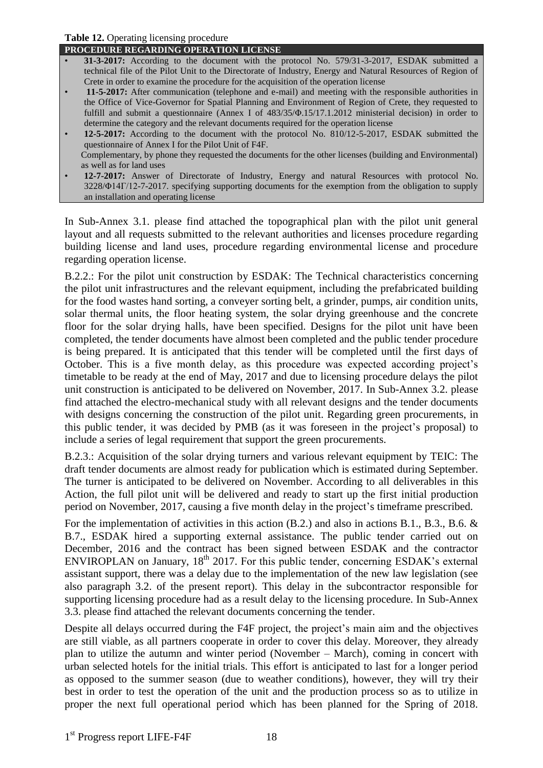**Table 12.** Operating licensing procedure

| PROCEDURE REGARDING OPERATION LICENSE |
|---|
| • **31-3-2017:** According to the document with the protocol No. 579/31-3-2017, ESDAK submitted a technical file of the Pilot Unit to the Directorate of Industry, Energy and Natural Resources of Region of Crete in order to examine the procedure for the acquisition of the operation license |
| • **11-5-2017:** After communication (telephone and e-mail) and meeting with the responsible authorities in the Office of Vice-Governor for Spatial Planning and Environment of Region of Crete, they requested to fulfill and submit a questionnaire (Annex I of 483/35/Φ.15/17.1.2012 ministerial decision) in order to determine the category and the relevant documents required for the operation license |
| • **12-5-2017:** According to the document with the protocol No. 810/12-5-2017, ESDAK submitted the questionnaire of Annex I for the Pilot Unit of F4F. Complementary, by phone they requested the documents for the other licenses (building and Environmental) as well as for land uses |
| • **12-7-2017:** Answer of Directorate of Industry, Energy and natural Resources with protocol No. 3228/Φ14Γ/12-7-2017. specifying supporting documents for the exemption from the obligation to supply an installation and operating license |

In Sub-Annex 3.1. please find attached the topographical plan with the pilot unit general layout and all requests submitted to the relevant authorities and licenses procedure regarding building license and land uses, procedure regarding environmental license and procedure regarding operation license.

B.2.2.: For the pilot unit construction by ESDAK: The Technical characteristics concerning the pilot unit infrastructures and the relevant equipment, including the prefabricated building for the food wastes hand sorting, a conveyer sorting belt, a grinder, pumps, air condition units, solar thermal units, the floor heating system, the solar drying greenhouse and the concrete floor for the solar drying halls, have been specified. Designs for the pilot unit have been completed, the tender documents have almost been completed and the public tender procedure is being prepared. It is anticipated that this tender will be completed until the first days of October. This is a five month delay, as this procedure was expected according project's timetable to be ready at the end of May, 2017 and due to licensing procedure delays the pilot unit construction is anticipated to be delivered on November, 2017. In Sub-Annex 3.2. please find attached the electro-mechanical study with all relevant designs and the tender documents with designs concerning the construction of the pilot unit. Regarding green procurements, in this public tender, it was decided by PMB (as it was foreseen in the project's proposal) to include a series of legal requirement that support the green procurements.

B.2.3.: Acquisition of the solar drying turners and various relevant equipment by TEIC: The draft tender documents are almost ready for publication which is estimated during September. The turner is anticipated to be delivered on November. According to all deliverables in this Action, the full pilot unit will be delivered and ready to start up the first initial production period on November, 2017, causing a five month delay in the project's timeframe prescribed.

For the implementation of activities in this action (B.2.) and also in actions B.1., B.3., B.6. & B.7., ESDAK hired a supporting external assistance. The public tender carried out on December, 2016 and the contract has been signed between ESDAK and the contractor ENVIROPLAN on January, 18th 2017. For this public tender, concerning ESDAK's external assistant support, there was a delay due to the implementation of the new law legislation (see also paragraph 3.2. of the present report). This delay in the subcontractor responsible for supporting licensing procedure had as a result delay to the licensing procedure. In Sub-Annex 3.3. please find attached the relevant documents concerning the tender.

Despite all delays occurred during the F4F project, the project's main aim and the objectives are still viable, as all partners cooperate in order to cover this delay. Moreover, they already plan to utilize the autumn and winter period (November – March), coming in concert with urban selected hotels for the initial trials. This effort is anticipated to last for a longer period as opposed to the summer season (due to weather conditions), however, they will try their best in order to test the operation of the unit and the production process so as to utilize in proper the next full operational period which has been planned for the Spring of 2018.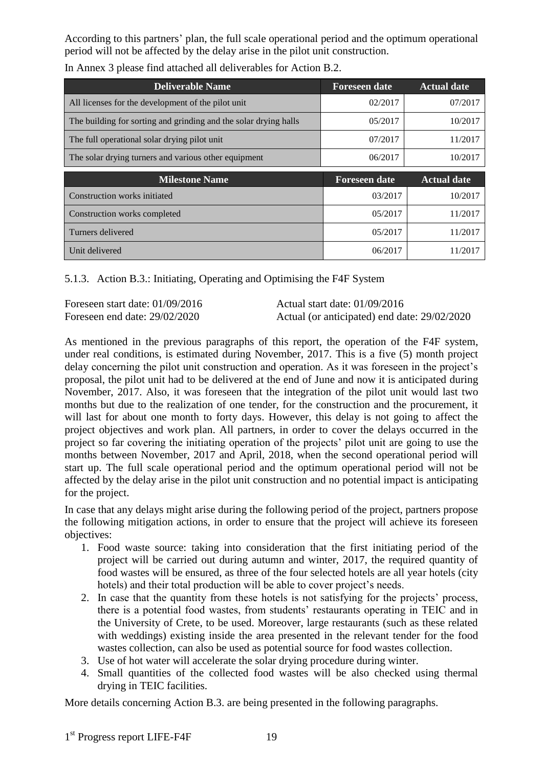According to this partners' plan, the full scale operational period and the optimum operational period will not be affected by the delay arise in the pilot unit construction.

In Annex 3 please find attached all deliverables for Action B.2.

| Deliverable Name | Foreseen date | Actual date |
|---|---|---|
| All licenses for the development of the pilot unit | 02/2017 | 07/2017 |
| The building for sorting and grinding and the solar drying halls | 05/2017 | 10/2017 |
| The full operational solar drying pilot unit | 07/2017 | 11/2017 |
| The solar drying turners and various other equipment | 06/2017 | 10/2017 |

| Milestone Name | Foreseen date | Actual date |
|---|---|---|
| Construction works initiated | 03/2017 | 10/2017 |
| Construction works completed | 05/2017 | 11/2017 |
| Turners delivered | 05/2017 | 11/2017 |
| Unit delivered | 06/2017 | 11/2017 |

### 5.1.3. Action B.3.: Initiating, Operating and Optimising the F4F System

Foreseen start date: 01/09/2016 Actual start date: 01/09/2016
Foreseen end date: 29/02/2020 Actual (or anticipated) end date: 29/02/2020

As mentioned in the previous paragraphs of this report, the operation of the F4F system, under real conditions, is estimated during November, 2017. This is a five (5) month project delay concerning the pilot unit construction and operation. As it was foreseen in the project's proposal, the pilot unit had to be delivered at the end of June and now it is anticipated during November, 2017. Also, it was foreseen that the integration of the pilot unit would last two months but due to the realization of one tender, for the construction and the procurement, it will last for about one month to forty days. However, this delay is not going to affect the project objectives and work plan. All partners, in order to cover the delays occurred in the project so far covering the initiating operation of the projects' pilot unit are going to use the months between November, 2017 and April, 2018, when the second operational period will start up. The full scale operational period and the optimum operational period will not be affected by the delay arise in the pilot unit construction and no potential impact is anticipating for the project.

In case that any delays might arise during the following period of the project, partners propose the following mitigation actions, in order to ensure that the project will achieve its foreseen objectives:

1. Food waste source: taking into consideration that the first initiating period of the project will be carried out during autumn and winter, 2017, the required quantity of food wastes will be ensured, as three of the four selected hotels are all year hotels (city hotels) and their total production will be able to cover project's needs.
2. In case that the quantity from these hotels is not satisfying for the projects' process, there is a potential food wastes, from students' restaurants operating in TEIC and in the University of Crete, to be used. Moreover, large restaurants (such as these related with weddings) existing inside the area presented in the relevant tender for the food wastes collection, can also be used as potential source for food wastes collection.
3. Use of hot water will accelerate the solar drying procedure during winter.
4. Small quantities of the collected food wastes will be also checked using thermal drying in TEIC facilities.

More details concerning Action B.3. are being presented in the following paragraphs.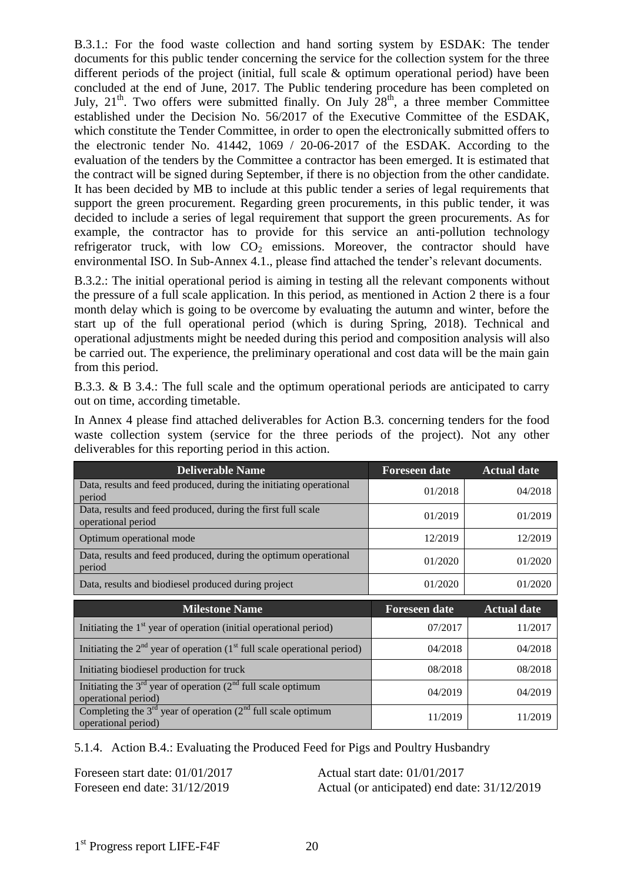B.3.1.: For the food waste collection and hand sorting system by ESDAK: The tender documents for this public tender concerning the service for the collection system for the three different periods of the project (initial, full scale & optimum operational period) have been concluded at the end of June, 2017. The Public tendering procedure has been completed on July, 21[th]. Two offers were submitted finally. On July 28[th], a three member Committee established under the Decision No. 56/2017 of the Executive Committee of the ESDAK, which constitute the Tender Committee, in order to open the electronically submitted offers to the electronic tender No. 41442, 1069 / 20-06-2017 of the ESDAK. According to the evaluation of the tenders by the Committee a contractor has been emerged. It is estimated that the contract will be signed during September, if there is no objection from the other candidate. It has been decided by MB to include at this public tender a series of legal requirements that support the green procurement. Regarding green procurements, in this public tender, it was decided to include a series of legal requirement that support the green procurements. As for example, the contractor has to provide for this service an anti-pollution technology refrigerator truck, with low $CO_2$ emissions. Moreover, the contractor should have environmental ISO. In Sub-Annex 4.1., please find attached the tender's relevant documents.

B.3.2.: The initial operational period is aiming in testing all the relevant components without the pressure of a full scale application. In this period, as mentioned in Action 2 there is a four month delay which is going to be overcome by evaluating the autumn and winter, before the start up of the full operational period (which is during Spring, 2018). Technical and operational adjustments might be needed during this period and composition analysis will also be carried out. The experience, the preliminary operational and cost data will be the main gain from this period.

B.3.3. & B 3.4.: The full scale and the optimum operational periods are anticipated to carry out on time, according timetable.

In Annex 4 please find attached deliverables for Action B.3. concerning tenders for the food waste collection system (service for the three periods of the project). Not any other deliverables for this reporting period in this action.

| Deliverable Name | Foreseen date | Actual date |
|---|---|---|
| Data, results and feed produced, during the initiating operational period | 01/2018 | 04/2018 |
| Data, results and feed produced, during the first full scale operational period | 01/2019 | 01/2019 |
| Optimum operational mode | 12/2019 | 12/2019 |
| Data, results and feed produced, during the optimum operational period | 01/2020 | 01/2020 |
| Data, results and biodiesel produced during project | 01/2020 | 01/2020 |

| Milestone Name | Foreseen date | Actual date |
|---|---|---|
| Initiating the 1[st] year of operation (initial operational period) | 07/2017 | 11/2017 |
| Initiating the 2[nd] year of operation (1[st] full scale operational period) | 04/2018 | 04/2018 |
| Initiating biodiesel production for truck | 08/2018 | 08/2018 |
| Initiating the 3[rd] year of operation (2[nd] full scale optimum operational period) | 04/2019 | 04/2019 |
| Completing the 3[rd] year of operation (2[nd] full scale optimum operational period) | 11/2019 | 11/2019 |

### 5.1.4. Action B.4.: Evaluating the Produced Feed for Pigs and Poultry Husbandry

Foreseen start date: 01/01/2017 Actual start date: 01/01/2017
Foreseen end date: 31/12/2019 Actual (or anticipated) end date: 31/12/2019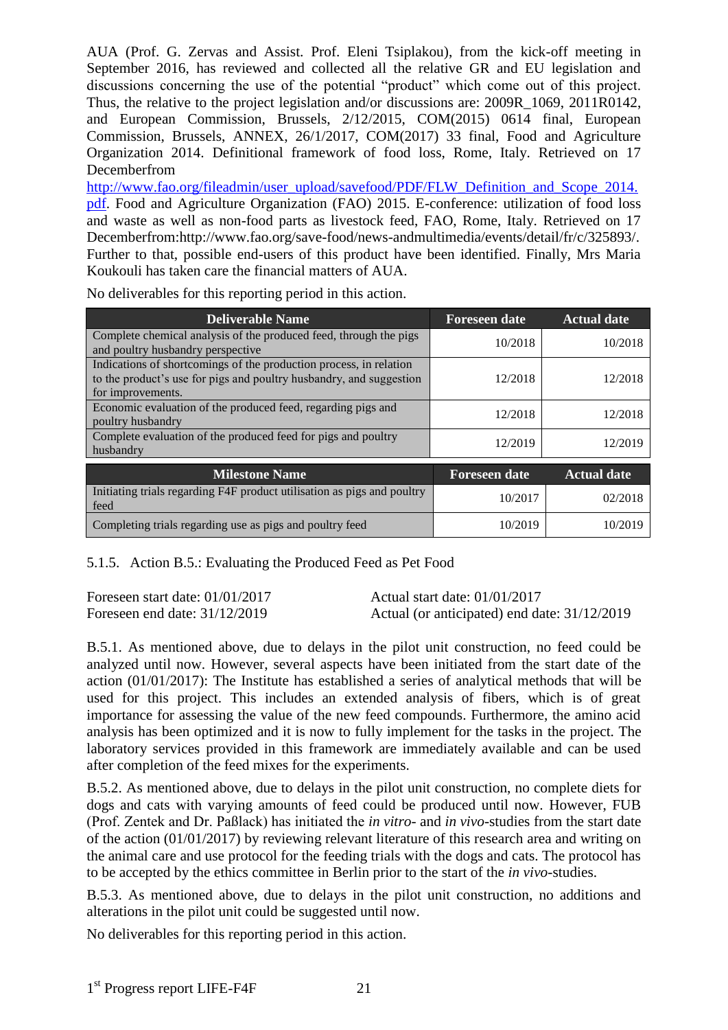AUA (Prof. G. Zervas and Assist. Prof. Eleni Tsiplakou), from the kick-off meeting in September 2016, has reviewed and collected all the relative GR and EU legislation and discussions concerning the use of the potential "product" which come out of this project. Thus, the relative to the project legislation and/or discussions are: 2009R_1069, 2011R0142, and European Commission, Brussels, 2/12/2015, COM(2015) 0614 final, European Commission, Brussels, ANNEX, 26/1/2017, COM(2017) 33 final, Food and Agriculture Organization 2014. Definitional framework of food loss, Rome, Italy. Retrieved on 17 Decemberfrom [http://www.fao.org/fileadmin/user_upload/savefood/PDF/FLW_Definition_and_Scope_2014.pdf](http://www.fao.org/fileadmin/user_upload/savefood/PDF/FLW_Definition_and_Scope_2014.pdf). Food and Agriculture Organization (FAO) 2015. E-conference: utilization of food loss and waste as well as non-food parts as livestock feed, FAO, Rome, Italy. Retrieved on 17 Decemberfrom:http://www.fao.org/save-food/news-andmultimedia/events/detail/fr/c/325893/. Further to that, possible end-users of this product have been identified. Finally, Mrs Maria Koukouli has taken care the financial matters of AUA.

No deliverables for this reporting period in this action.

| Deliverable Name | Foreseen date | Actual date |
|---|---|---|
| Complete chemical analysis of the produced feed, through the pigs and poultry husbandry perspective | 10/2018 | 10/2018 |
| Indications of shortcomings of the production process, in relation to the product's use for pigs and poultry husbandry, and suggestion for improvements. | 12/2018 | 12/2018 |
| Economic evaluation of the produced feed, regarding pigs and poultry husbandry | 12/2018 | 12/2018 |
| Complete evaluation of the produced feed for pigs and poultry husbandry | 12/2019 | 12/2019 |

| Milestone Name | Foreseen date | Actual date |
|---|---|---|
| Initiating trials regarding F4F product utilisation as pigs and poultry feed | 10/2017 | 02/2018 |
| Completing trials regarding use as pigs and poultry feed | 10/2019 | 10/2019 |

### 5.1.5. Action B.5.: Evaluating the Produced Feed as Pet Food

Foreseen start date: 01/01/2017
Foreseen end date: 31/12/2019

Actual start date: 01/01/2017
Actual (or anticipated) end date: 31/12/2019

B.5.1. As mentioned above, due to delays in the pilot unit construction, no feed could be analyzed until now. However, several aspects have been initiated from the start date of the action (01/01/2017): The Institute has established a series of analytical methods that will be used for this project. This includes an extended analysis of fibers, which is of great importance for assessing the value of the new feed compounds. Furthermore, the amino acid analysis has been optimized and it is now to fully implement for the tasks in the project. The laboratory services provided in this framework are immediately available and can be used after completion of the feed mixes for the experiments.

B.5.2. As mentioned above, due to delays in the pilot unit construction, no complete diets for dogs and cats with varying amounts of feed could be produced until now. However, FUB (Prof. Zentek and Dr. Paßlack) has initiated the *in vitro*- and *in vivo*-studies from the start date of the action (01/01/2017) by reviewing relevant literature of this research area and writing on the animal care and use protocol for the feeding trials with the dogs and cats. The protocol has to be accepted by the ethics committee in Berlin prior to the start of the *in vivo*-studies.

B.5.3. As mentioned above, due to delays in the pilot unit construction, no additions and alterations in the pilot unit could be suggested until now.

No deliverables for this reporting period in this action.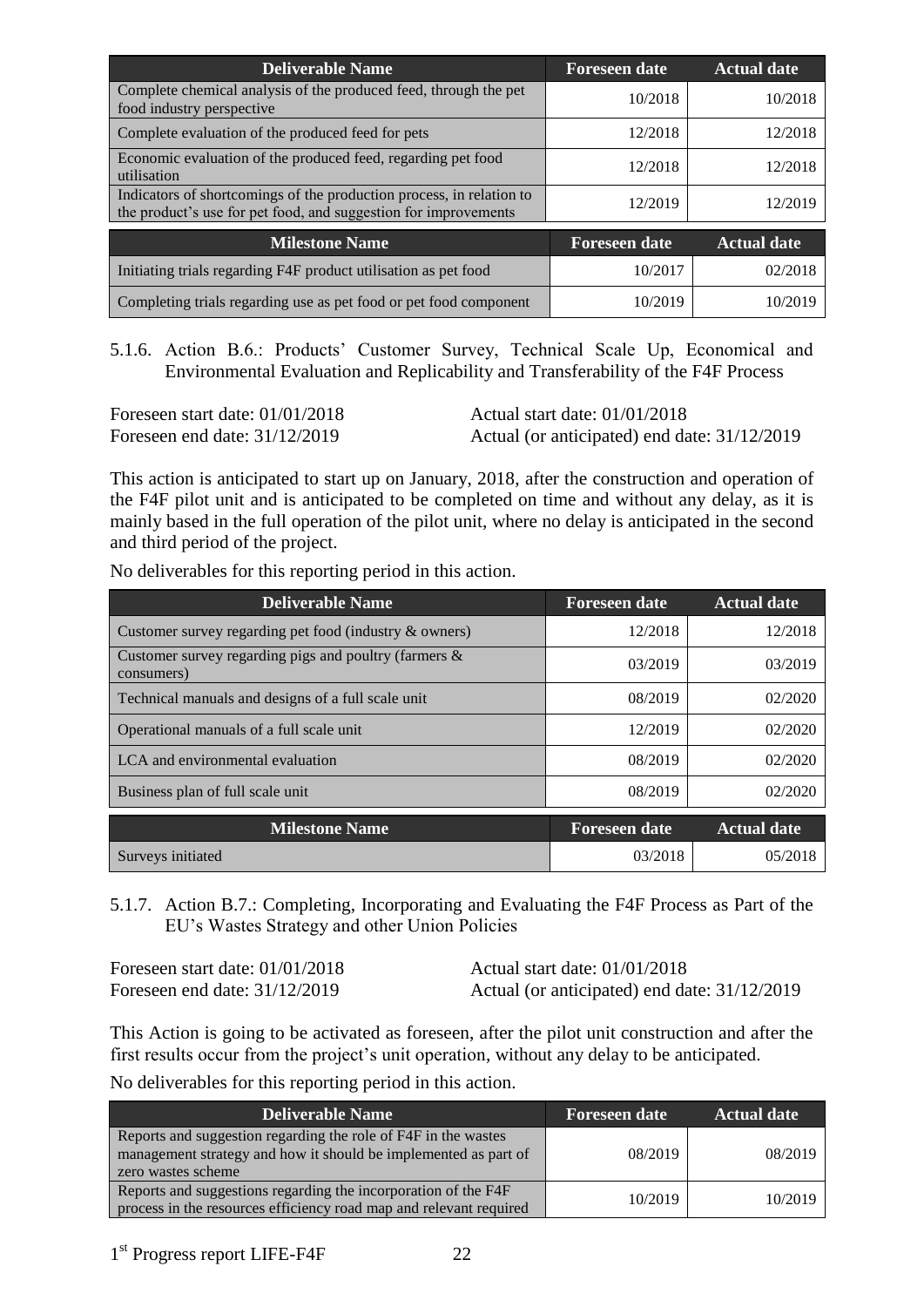| Deliverable Name | Foreseen date | Actual date |
| --- | --- | --- |
| Complete chemical analysis of the produced feed, through the pet food industry perspective | 10/2018 | 10/2018 |
| Complete evaluation of the produced feed for pets | 12/2018 | 12/2018 |
| Economic evaluation of the produced feed, regarding pet food utilisation | 12/2018 | 12/2018 |
| Indicators of shortcomings of the production process, in relation to the product's use for pet food, and suggestion for improvements | 12/2019 | 12/2019 |

| Milestone Name | Foreseen date | Actual date |
| --- | --- | --- |
| Initiating trials regarding F4F product utilisation as pet food | 10/2017 | 02/2018 |
| Completing trials regarding use as pet food or pet food component | 10/2019 | 10/2019 |

### 5.1.6. Action B.6.: Products' Customer Survey, Technical Scale Up, Economical and Environmental Evaluation and Replicability and Transferability of the F4F Process

Foreseen start date: 01/01/2018 Actual start date: 01/01/2018
Foreseen end date: 31/12/2019 Actual (or anticipated) end date: 31/12/2019

This action is anticipated to start up on January, 2018, after the construction and operation of the F4F pilot unit and is anticipated to be completed on time and without any delay, as it is mainly based in the full operation of the pilot unit, where no delay is anticipated in the second and third period of the project.

No deliverables for this reporting period in this action.

| Deliverable Name | Foreseen date | Actual date |
| --- | --- | --- |
| Customer survey regarding pet food (industry & owners) | 12/2018 | 12/2018 |
| Customer survey regarding pigs and poultry (farmers & consumers) | 03/2019 | 03/2019 |
| Technical manuals and designs of a full scale unit | 08/2019 | 02/2020 |
| Operational manuals of a full scale unit | 12/2019 | 02/2020 |
| LCA and environmental evaluation | 08/2019 | 02/2020 |
| Business plan of full scale unit | 08/2019 | 02/2020 |

| Milestone Name | Foreseen date | Actual date |
| --- | --- | --- |
| Surveys initiated | 03/2018 | 05/2018 |

### 5.1.7. Action B.7.: Completing, Incorporating and Evaluating the F4F Process as Part of the EU's Wastes Strategy and other Union Policies

Foreseen start date: 01/01/2018 Actual start date: 01/01/2018
Foreseen end date: 31/12/2019 Actual (or anticipated) end date: 31/12/2019

This Action is going to be activated as foreseen, after the pilot unit construction and after the first results occur from the project's unit operation, without any delay to be anticipated.

No deliverables for this reporting period in this action.

| Deliverable Name | Foreseen date | Actual date |
| --- | --- | --- |
| Reports and suggestion regarding the role of F4F in the wastes management strategy and how it should be implemented as part of zero wastes scheme | 08/2019 | 08/2019 |
| Reports and suggestions regarding the incorporation of the F4F process in the resources efficiency road map and relevant required | 10/2019 | 10/2019 |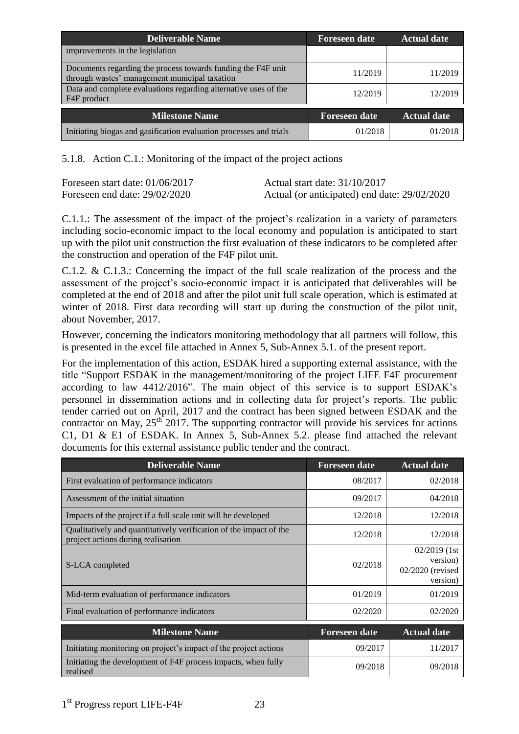| Deliverable Name | Foreseen date | Actual date |
|---|---|---|
| improvements in the legislation | | |
| Documents regarding the process towards funding the F4F unit through wastes' management municipal taxation | 11/2019 | 11/2019 |
| Data and complete evaluations regarding alternative uses of the F4F product | 12/2019 | 12/2019 |

| Milestone Name | Foreseen date | Actual date |
|---|---|---|
| Initiating biogas and gasification evaluation processes and trials | 01/2018 | 01/2018 |

### 5.1.8. Action C.1.: Monitoring of the impact of the project actions

Foreseen start date: 01/06/2017 — Actual start date: 31/10/2017
Foreseen end date: 29/02/2020 — Actual (or anticipated) end date: 29/02/2020

C.1.1.: The assessment of the impact of the project's realization in a variety of parameters including socio-economic impact to the local economy and population is anticipated to start up with the pilot unit construction the first evaluation of these indicators to be completed after the construction and operation of the F4F pilot unit.

C.1.2. & C.1.3.: Concerning the impact of the full scale realization of the process and the assessment of the project's socio-economic impact it is anticipated that deliverables will be completed at the end of 2018 and after the pilot unit full scale operation, which is estimated at winter of 2018. First data recording will start up during the construction of the pilot unit, about November, 2017.

However, concerning the indicators monitoring methodology that all partners will follow, this is presented in the excel file attached in Annex 5, Sub-Annex 5.1. of the present report.

For the implementation of this action, ESDAK hired a supporting external assistance, with the title "Support ESDAK in the management/monitoring of the project LIFE F4F procurement according to law 4412/2016". The main object of this service is to support ESDAK's personnel in dissemination actions and in collecting data for project's reports. The public tender carried out on April, 2017 and the contract has been signed between ESDAK and the contractor on May, 25th 2017. The supporting contractor will provide his services for actions C1, D1 & E1 of ESDAK. In Annex 5, Sub-Annex 5.2. please find attached the relevant documents for this external assistance public tender and the contract.

| Deliverable Name | Foreseen date | Actual date |
|---|---|---|
| First evaluation of performance indicators | 08/2017 | 02/2018 |
| Assessment of the initial situation | 09/2017 | 04/2018 |
| Impacts of the project if a full scale unit will be developed | 12/2018 | 12/2018 |
| Qualitatively and quantitatively verification of the impact of the project actions during realisation | 12/2018 | 12/2018 |
| S-LCA completed | 02/2018 | 02/2019 (1st version) 02/2020 (revised version) |
| Mid-term evaluation of performance indicators | 01/2019 | 01/2019 |
| Final evaluation of performance indicators | 02/2020 | 02/2020 |

| Milestone Name | Foreseen date | Actual date |
|---|---|---|
| Initiating monitoring on project's impact of the project actions | 09/2017 | 11/2017 |
| Initiating the development of F4F process impacts, when fully realised | 09/2018 | 09/2018 |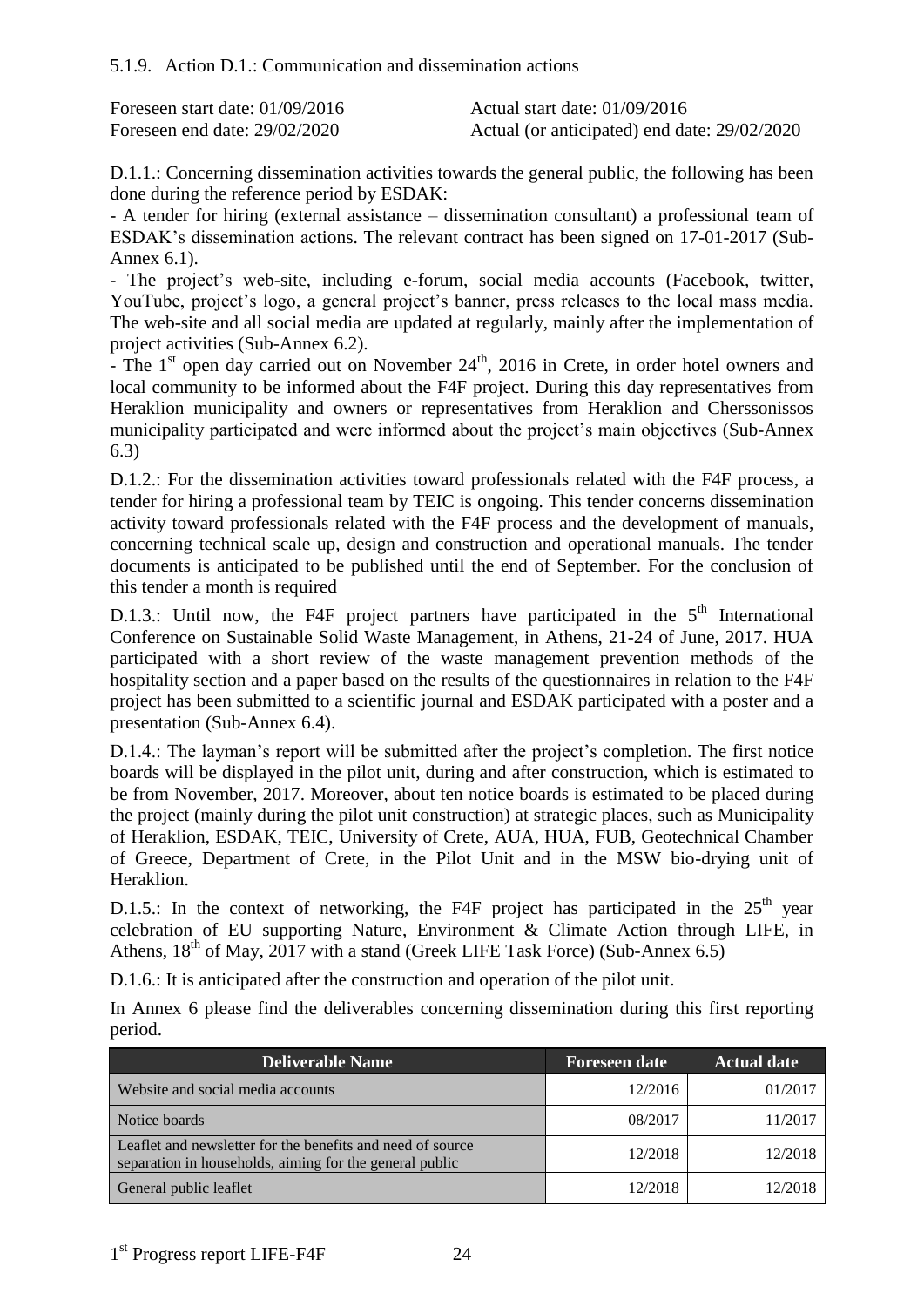#### 5.1.9. Action D.1.: Communication and dissemination actions

Foreseen start date: 01/09/2016 Actual start date: 01/09/2016
Foreseen end date: 29/02/2020 Actual (or anticipated) end date: 29/02/2020

D.1.1.: Concerning dissemination activities towards the general public, the following has been done during the reference period by ESDAK:

- A tender for hiring (external assistance – dissemination consultant) a professional team of ESDAK's dissemination actions. The relevant contract has been signed on 17-01-2017 (Sub-Annex 6.1).
- The project's web-site, including e-forum, social media accounts (Facebook, twitter, YouTube, project's logo, a general project's banner, press releases to the local mass media. The web-site and all social media are updated at regularly, mainly after the implementation of project activities (Sub-Annex 6.2).
- The 1st open day carried out on November 24th, 2016 in Crete, in order hotel owners and local community to be informed about the F4F project. During this day representatives from Heraklion municipality and owners or representatives from Heraklion and Cherssonissos municipality participated and were informed about the project's main objectives (Sub-Annex 6.3)

D.1.2.: For the dissemination activities toward professionals related with the F4F process, a tender for hiring a professional team by TEIC is ongoing. This tender concerns dissemination activity toward professionals related with the F4F process and the development of manuals, concerning technical scale up, design and construction and operational manuals. The tender documents is anticipated to be published until the end of September. For the conclusion of this tender a month is required

D.1.3.: Until now, the F4F project partners have participated in the 5th International Conference on Sustainable Solid Waste Management, in Athens, 21-24 of June, 2017. HUA participated with a short review of the waste management prevention methods of the hospitality section and a paper based on the results of the questionnaires in relation to the F4F project has been submitted to a scientific journal and ESDAK participated with a poster and a presentation (Sub-Annex 6.4).

D.1.4.: The layman's report will be submitted after the project's completion. The first notice boards will be displayed in the pilot unit, during and after construction, which is estimated to be from November, 2017. Moreover, about ten notice boards is estimated to be placed during the project (mainly during the pilot unit construction) at strategic places, such as Municipality of Heraklion, ESDAK, TEIC, University of Crete, AUA, HUA, FUB, Geotechnical Chamber of Greece, Department of Crete, in the Pilot Unit and in the MSW bio-drying unit of Heraklion.

D.1.5.: In the context of networking, the F4F project has participated in the 25th year celebration of EU supporting Nature, Environment & Climate Action through LIFE, in Athens, 18th of May, 2017 with a stand (Greek LIFE Task Force) (Sub-Annex 6.5)

D.1.6.: It is anticipated after the construction and operation of the pilot unit.

In Annex 6 please find the deliverables concerning dissemination during this first reporting period.

| Deliverable Name | Foreseen date | Actual date |
|---|---|---|
| Website and social media accounts | 12/2016 | 01/2017 |
| Notice boards | 08/2017 | 11/2017 |
| Leaflet and newsletter for the benefits and need of source separation in households, aiming for the general public | 12/2018 | 12/2018 |
| General public leaflet | 12/2018 | 12/2018 |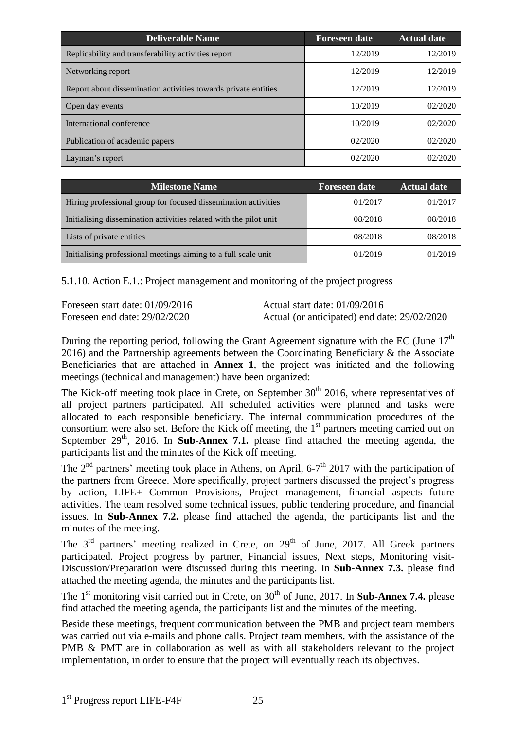| Deliverable Name | Foreseen date | Actual date |
|---|---|---|
| Replicability and transferability activities report | 12/2019 | 12/2019 |
| Networking report | 12/2019 | 12/2019 |
| Report about dissemination activities towards private entities | 12/2019 | 12/2019 |
| Open day events | 10/2019 | 02/2020 |
| International conference | 10/2019 | 02/2020 |
| Publication of academic papers | 02/2020 | 02/2020 |
| Layman's report | 02/2020 | 02/2020 |

| Milestone Name | Foreseen date | Actual date |
|---|---|---|
| Hiring professional group for focused dissemination activities | 01/2017 | 01/2017 |
| Initialising dissemination activities related with the pilot unit | 08/2018 | 08/2018 |
| Lists of private entities | 08/2018 | 08/2018 |
| Initialising professional meetings aiming to a full scale unit | 01/2019 | 01/2019 |

5.1.10. Action E.1.: Project management and monitoring of the project progress

Foreseen start date: 01/09/2016 — Actual start date: 01/09/2016
Foreseen end date: 29/02/2020 — Actual (or anticipated) end date: 29/02/2020

During the reporting period, following the Grant Agreement signature with the EC (June 17th 2016) and the Partnership agreements between the Coordinating Beneficiary & the Associate Beneficiaries that are attached in **Annex 1**, the project was initiated and the following meetings (technical and management) have been organized:

The Kick-off meeting took place in Crete, on September 30th 2016, where representatives of all project partners participated. All scheduled activities were planned and tasks were allocated to each responsible beneficiary. The internal communication procedures of the consortium were also set. Before the Kick off meeting, the 1st partners meeting carried out on September 29th, 2016. In **Sub-Annex 7.1.** please find attached the meeting agenda, the participants list and the minutes of the Kick off meeting.

The 2nd partners' meeting took place in Athens, on April, 6-7th 2017 with the participation of the partners from Greece. More specifically, project partners discussed the project's progress by action, LIFE+ Common Provisions, Project management, financial aspects future activities. The team resolved some technical issues, public tendering procedure, and financial issues. In **Sub-Annex 7.2.** please find attached the agenda, the participants list and the minutes of the meeting.

The 3rd partners' meeting realized in Crete, on 29th of June, 2017. All Greek partners participated. Project progress by partner, Financial issues, Next steps, Monitoring visit-Discussion/Preparation were discussed during this meeting. In **Sub-Annex 7.3.** please find attached the meeting agenda, the minutes and the participants list.

The 1st monitoring visit carried out in Crete, on 30th of June, 2017. In **Sub-Annex 7.4.** please find attached the meeting agenda, the participants list and the minutes of the meeting.

Beside these meetings, frequent communication between the PMB and project team members was carried out via e-mails and phone calls. Project team members, with the assistance of the PMB & PMT are in collaboration as well as with all stakeholders relevant to the project implementation, in order to ensure that the project will eventually reach its objectives.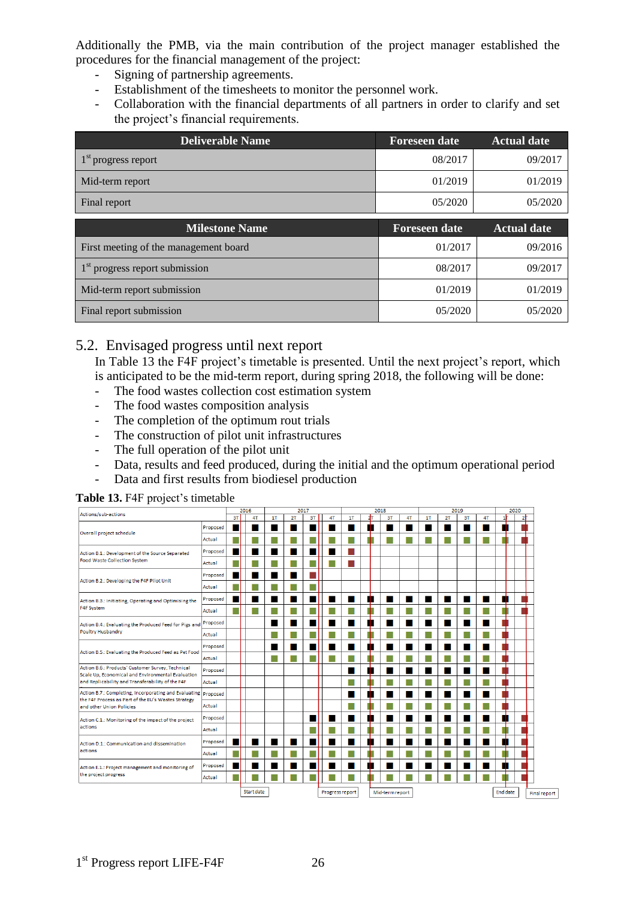Additionally the PMB, via the main contribution of the project manager established the procedures for the financial management of the project:

- Signing of partnership agreements.
- Establishment of the timesheets to monitor the personnel work.
- Collaboration with the financial departments of all partners in order to clarify and set the project's financial requirements.

| Deliverable Name | Foreseen date | Actual date |
|---|---|---|
| 1st progress report | 08/2017 | 09/2017 |
| Mid-term report | 01/2019 | 01/2019 |
| Final report | 05/2020 | 05/2020 |

| Milestone Name | Foreseen date | Actual date |
|---|---|---|
| First meeting of the management board | 01/2017 | 09/2016 |
| 1st progress report submission | 08/2017 | 09/2017 |
| Mid-term report submission | 01/2019 | 01/2019 |
| Final report submission | 05/2020 | 05/2020 |

## 5.2. Envisaged progress until next report

In Table 13 the F4F project's timetable is presented. Until the next project's report, which is anticipated to be the mid-term report, during spring 2018, the following will be done:

- The food wastes collection cost estimation system
- The food wastes composition analysis
- The completion of the optimum rout trials
- The construction of pilot unit infrastructures
- The full operation of the pilot unit
- Data, results and feed produced, during the initial and the optimum operational period
- Data and first results from biodiesel production

**Table 13.** F4F project's timetable

| Actions/sub-actions | | 2016 | | 2017 | | | | 2018 | | | | 2019 | | | | 2020 | |
|---|---|---|---|---|---|---|---|---|---|---|---|---|---|---|---|---|---|
| | | 3T | 4T | 1T | 2T | 3T | 4T | 1T | 2T | 3T | 4T | 1T | 2T | 3T | 4T | 1T | 2T |
| Overall project schedule | Proposed | ■ | ■ | ■ | ■ | ■ | ■ | ■ | ■ | ■ | ■ | ■ | ■ | ■ | ■ | ■ | ■ |
| | Actual | ■ | ■ | ■ | ■ | ■ | ■ | ■ | ■ | ■ | ■ | ■ | ■ | ■ | ■ | ■ | ■ |
| Action B.1.: Development of the Source Separated Food Waste Collection System | Proposed | ■ | ■ | ■ | ■ | ■ | ■ | ■ | | | | | | | | | |
| | Actual | ■ | ■ | ■ | ■ | ■ | ■ | ■ | | | | | | | | | |
| Action B.2.: Developing the F4F Pilot Unit | Proposed | ■ | ■ | ■ | ■ | ■ | | | | | | | | | | | |
| | Actual | ■ | ■ | ■ | ■ | ■ | | | | | | | | | | | |
| Action B.3.: Initiating, Operating and Optimising the F4F System | Proposed | ■ | ■ | ■ | ■ | ■ | ■ | ■ | ■ | ■ | ■ | ■ | ■ | ■ | ■ | ■ | ■ |
| | Actual | ■ | ■ | ■ | ■ | ■ | ■ | ■ | ■ | ■ | ■ | ■ | ■ | ■ | ■ | ■ | ■ |
| Action B.4.: Evaluating the Produced Feed for Pigs and Poultry Husbandry | Proposed | | | ■ | ■ | ■ | ■ | ■ | ■ | ■ | ■ | ■ | ■ | ■ | ■ | ■ | |
| | Actual | | | ■ | ■ | ■ | ■ | ■ | ■ | ■ | ■ | ■ | ■ | ■ | ■ | ■ | |
| Action B.5.: Evaluating the Produced Feed as Pet Food | Proposed | | | ■ | ■ | ■ | ■ | ■ | ■ | ■ | ■ | ■ | ■ | ■ | ■ | ■ | |
| | Actual | | | ■ | ■ | ■ | ■ | ■ | ■ | ■ | ■ | ■ | ■ | ■ | ■ | ■ | |
| Action B.6.: Products' Customer Survey, Technical Scale Up, Economical and Environmental Evaluation and Replicability and Transferability of the F4F | Proposed | | | | | | | ■ | ■ | ■ | ■ | ■ | ■ | ■ | ■ | ■ | |
| | Actual | | | | | | | ■ | ■ | ■ | ■ | ■ | ■ | ■ | ■ | ■ | |
| Action B.7.: Completing, Incorporating and Evaluating the F4F Process as Part of the EU's Wastes Strategy and other Union Policies | Proposed | | | | | | | ■ | ■ | ■ | ■ | ■ | ■ | ■ | ■ | ■ | |
| | Actual | | | | | | | ■ | ■ | ■ | ■ | ■ | ■ | ■ | ■ | ■ | |
| Action C.1.: Monitoring of the impact of the project actions | Proposed | | | | | ■ | ■ | ■ | ■ | ■ | ■ | ■ | ■ | ■ | ■ | ■ | ■ |
| | Actual | | | | | ■ | ■ | ■ | ■ | ■ | ■ | ■ | ■ | ■ | ■ | ■ | ■ |
| Action D.1.: Communication and dissemination actions | Proposed | ■ | ■ | ■ | ■ | ■ | ■ | ■ | ■ | ■ | ■ | ■ | ■ | ■ | ■ | ■ | ■ |
| | Actual | ■ | ■ | ■ | ■ | ■ | ■ | ■ | ■ | ■ | ■ | ■ | ■ | ■ | ■ | ■ | ■ |
| Action E.1.: Project management and monitoring of the project progress | Proposed | ■ | ■ | ■ | ■ | ■ | ■ | ■ | ■ | ■ | ■ | ■ | ■ | ■ | ■ | ■ | ■ |
| | Actual | ■ | ■ | ■ | ■ | ■ | ■ | ■ | ■ | ■ | ■ | ■ | ■ | ■ | ■ | ■ | ■ |

Start date | Progress report | Mid-term report | End date | Final report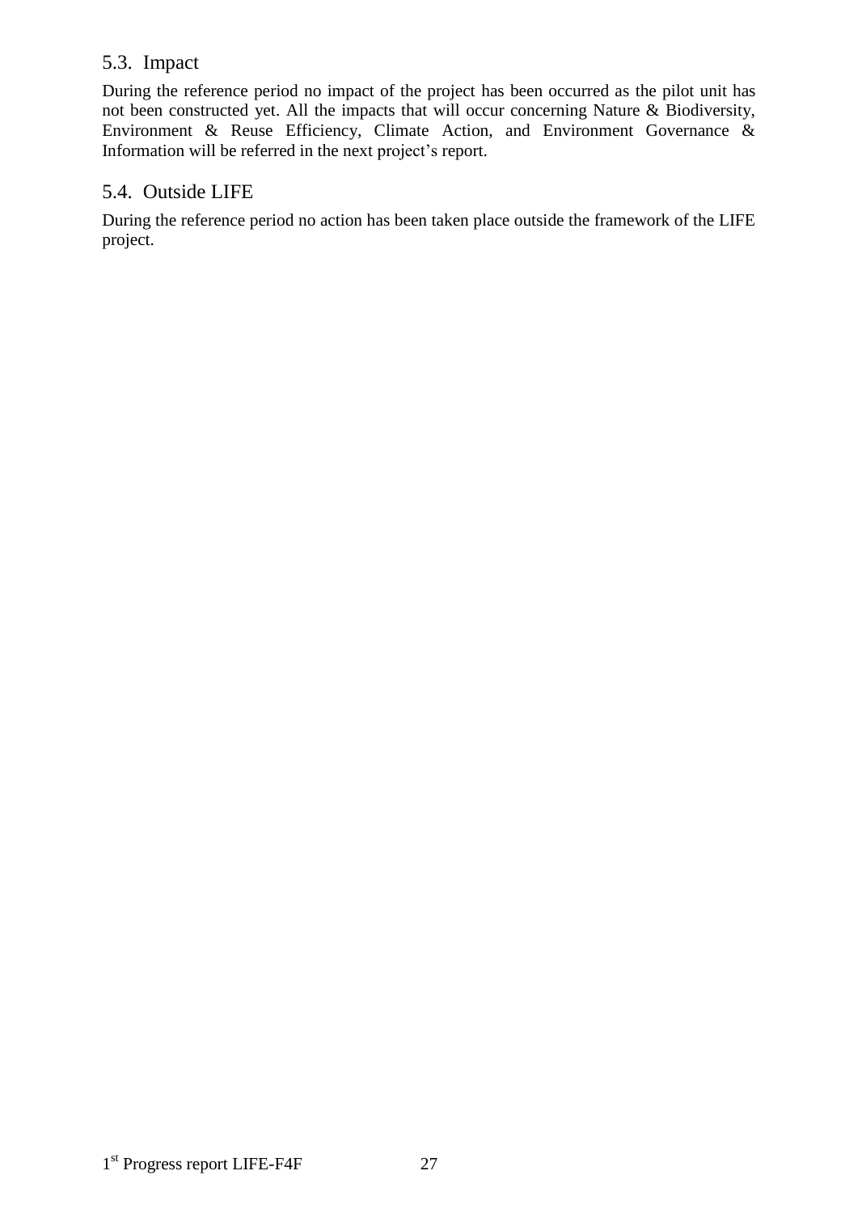## 5.3. Impact

During the reference period no impact of the project has been occurred as the pilot unit has not been constructed yet. All the impacts that will occur concerning Nature & Biodiversity, Environment & Reuse Efficiency, Climate Action, and Environment Governance & Information will be referred in the next project's report.

## 5.4. Outside LIFE

During the reference period no action has been taken place outside the framework of the LIFE project.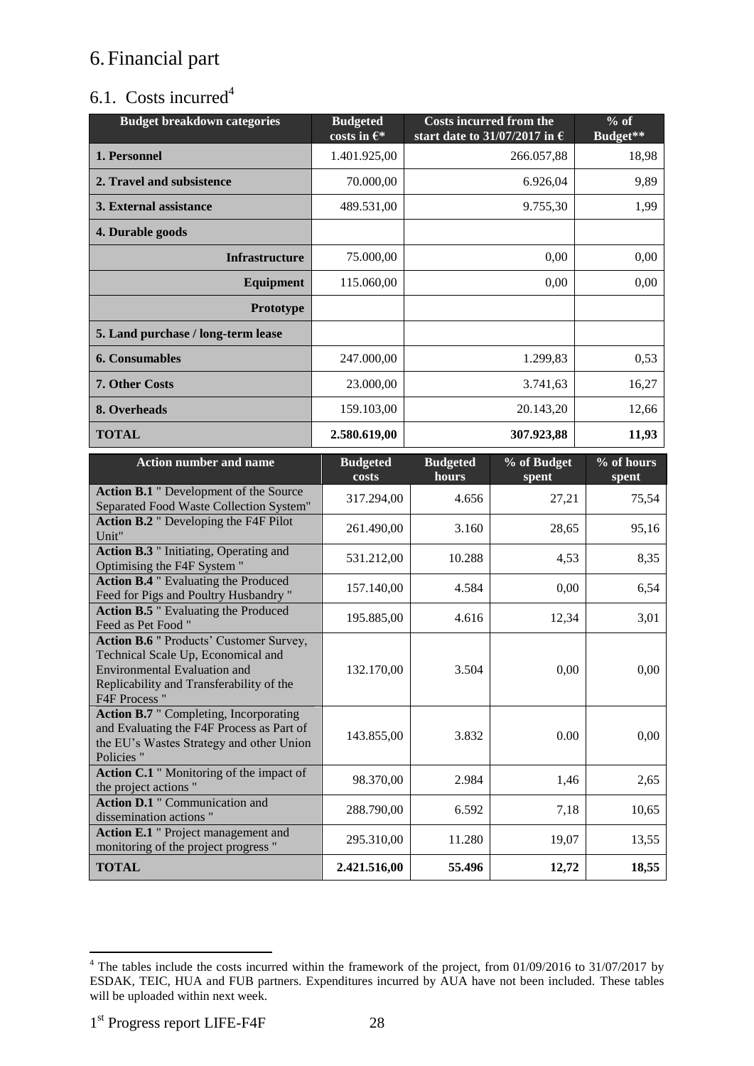# 6. Financial part

## 6.1. Costs incurred[4]

| Budget breakdown categories | Budgeted costs in €* | Costs incurred from the start date to 31/07/2017 in € | % of Budget** |
|---|---|---|---|
| **1. Personnel** | 1.401.925,00 | 266.057,88 | 18,98 |
| **2. Travel and subsistence** | 70.000,00 | 6.926,04 | 9,89 |
| **3. External assistance** | 489.531,00 | 9.755,30 | 1,99 |
| **4. Durable goods** | | | |
| **Infrastructure** | 75.000,00 | 0,00 | 0,00 |
| **Equipment** | 115.060,00 | 0,00 | 0,00 |
| **Prototype** | | | |
| **5. Land purchase / long-term lease** | | | |
| **6. Consumables** | 247.000,00 | 1.299,83 | 0,53 |
| **7. Other Costs** | 23.000,00 | 3.741,63 | 16,27 |
| **8. Overheads** | 159.103,00 | 20.143,20 | 12,66 |
| **TOTAL** | **2.580.619,00** | **307.923,88** | **11,93** |

| Action number and name | Budgeted costs | Budgeted hours | % of Budget spent | % of hours spent |
|---|---|---|---|---|
| **Action B.1** " Development of the Source Separated Food Waste Collection System" | 317.294,00 | 4.656 | 27,21 | 75,54 |
| **Action B.2** " Developing the F4F Pilot Unit" | 261.490,00 | 3.160 | 28,65 | 95,16 |
| **Action B.3** " Initiating, Operating and Optimising the F4F System " | 531.212,00 | 10.288 | 4,53 | 8,35 |
| **Action B.4** " Evaluating the Produced Feed for Pigs and Poultry Husbandry " | 157.140,00 | 4.584 | 0,00 | 6,54 |
| **Action B.5** " Evaluating the Produced Feed as Pet Food " | 195.885,00 | 4.616 | 12,34 | 3,01 |
| **Action B.6** " Products' Customer Survey, Technical Scale Up, Economical and Environmental Evaluation and Replicability and Transferability of the F4F Process " | 132.170,00 | 3.504 | 0,00 | 0,00 |
| **Action B.7** " Completing, Incorporating and Evaluating the F4F Process as Part of the EU's Wastes Strategy and other Union Policies " | 143.855,00 | 3.832 | 0.00 | 0,00 |
| **Action C.1** " Monitoring of the impact of the project actions " | 98.370,00 | 2.984 | 1,46 | 2,65 |
| **Action D.1** " Communication and dissemination actions " | 288.790,00 | 6.592 | 7,18 | 10,65 |
| **Action E.1** " Project management and monitoring of the project progress " | 295.310,00 | 11.280 | 19,07 | 13,55 |
| **TOTAL** | **2.421.516,00** | **55.496** | **12,72** | **18,55** |

[4] The tables include the costs incurred within the framework of the project, from 01/09/2016 to 31/07/2017 by ESDAK, TEIC, HUA and FUB partners. Expenditures incurred by AUA have not been included. These tables will be uploaded within next week.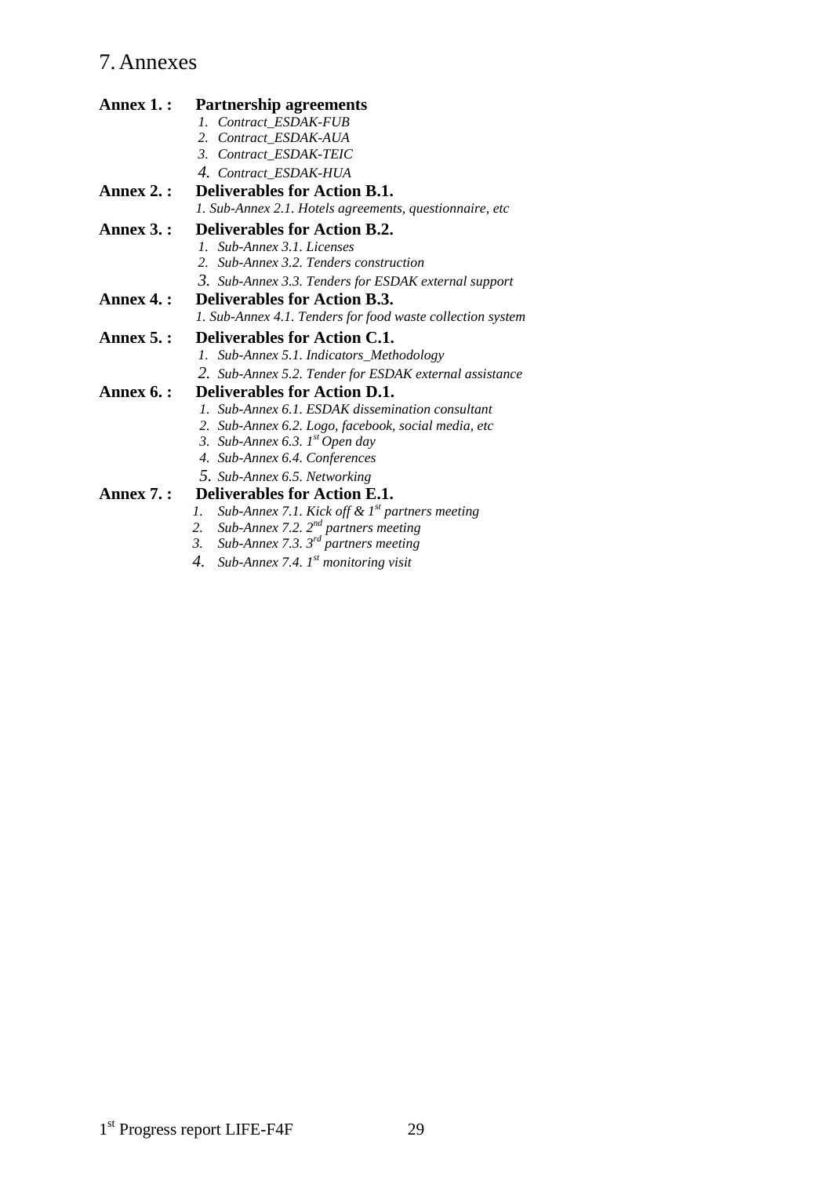# 7. Annexes

**Annex 1. : Partnership agreements**

1. *Contract_ESDAK-FUB*
2. *Contract_ESDAK-AUA*
3. *Contract_ESDAK-TEIC*
4. *Contract_ESDAK-HUA*

**Annex 2. : Deliverables for Action B.1.**

1. *Sub-Annex 2.1. Hotels agreements, questionnaire, etc*

**Annex 3. : Deliverables for Action B.2.**

1. *Sub-Annex 3.1. Licenses*
2. *Sub-Annex 3.2. Tenders construction*
3. *Sub-Annex 3.3. Tenders for ESDAK external support*

**Annex 4. : Deliverables for Action B.3.**

1. *Sub-Annex 4.1. Tenders for food waste collection system*

**Annex 5. : Deliverables for Action C.1.**

1. *Sub-Annex 5.1. Indicators_Methodology*
2. *Sub-Annex 5.2. Tender for ESDAK external assistance*

**Annex 6. : Deliverables for Action D.1.**

1. *Sub-Annex 6.1. ESDAK dissemination consultant*
2. *Sub-Annex 6.2. Logo, facebook, social media, etc*
3. *Sub-Annex 6.3. 1st Open day*
4. *Sub-Annex 6.4. Conferences*
5. *Sub-Annex 6.5. Networking*

**Annex 7. : Deliverables for Action E.1.**

1. *Sub-Annex 7.1. Kick off & 1st partners meeting*
2. *Sub-Annex 7.2. 2nd partners meeting*
3. *Sub-Annex 7.3. 3rd partners meeting*
4. *Sub-Annex 7.4. 1st monitoring visit*